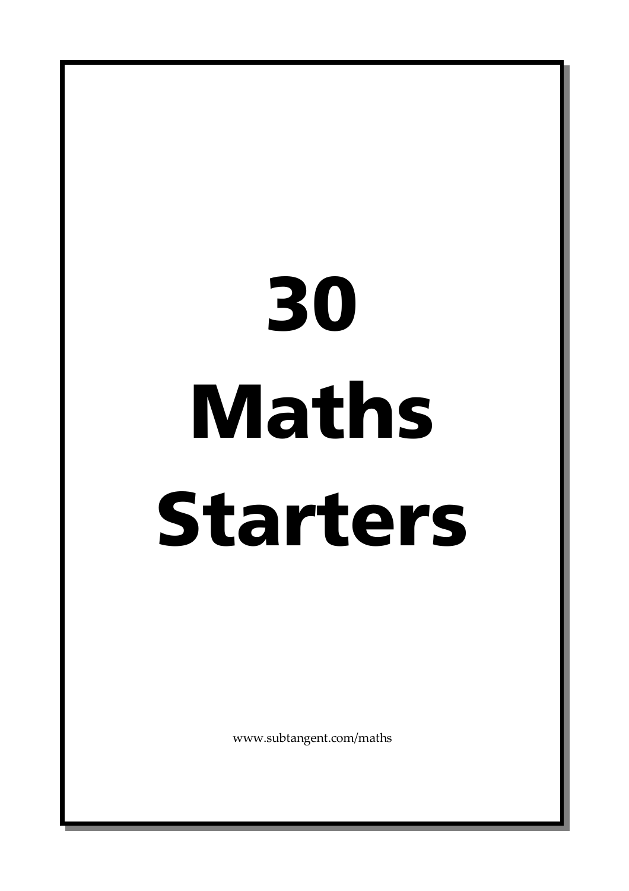# 30 Maths Starters

www.subtangent.com/maths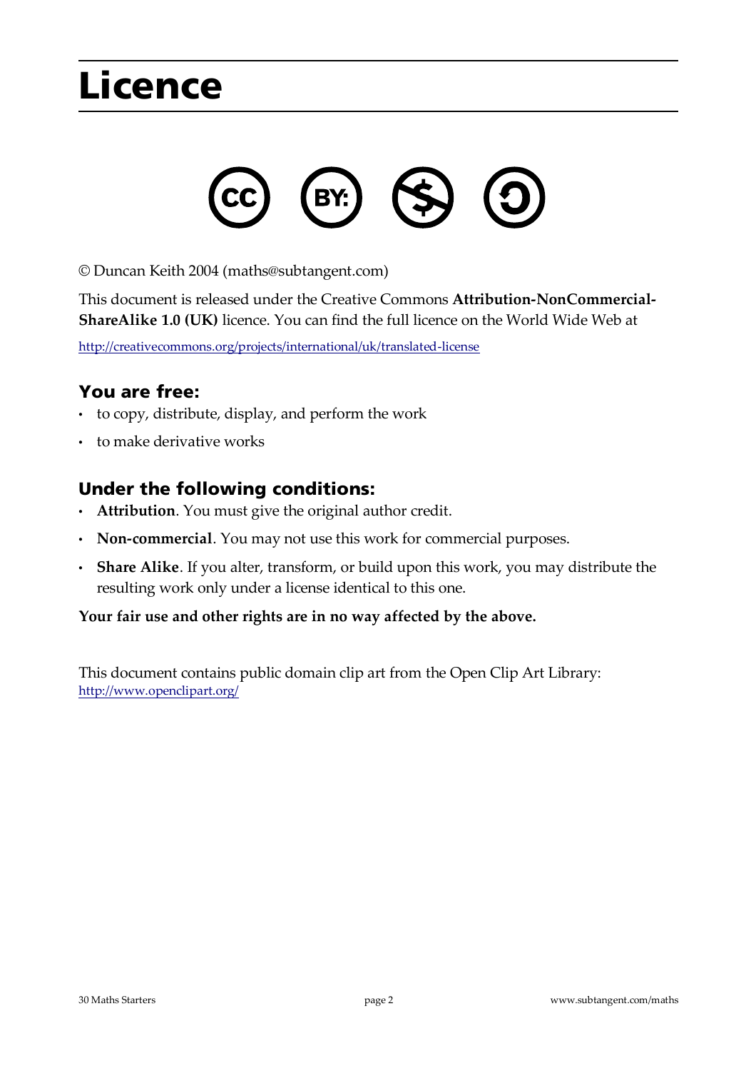# Licence

© Duncan Keith 2004 (maths@subtangent.com)

This document is released under the Creative Commons **Attribution-NonCommercial-ShareAlike 1.0 (UK)** licence. You can find the full licence on the World Wide Web at

http://creativecommons.org/projects/international/uk/translated-license

## You are free:

- to copy, distribute, display, and perform the work
- to make derivative works

## Under the following conditions:

- **Attribution**. You must give the original author credit.
- **Non-commercial**. You may not use this work for commercial purposes.
- **Share Alike**. If you alter, transform, or build upon this work, you may distribute the resulting work only under a license identical to this one.

**Your fair use and other rights are in no way affected by the above.**

This document contains public domain clip art from the Open Clip Art Library: http://www.openclipart.org/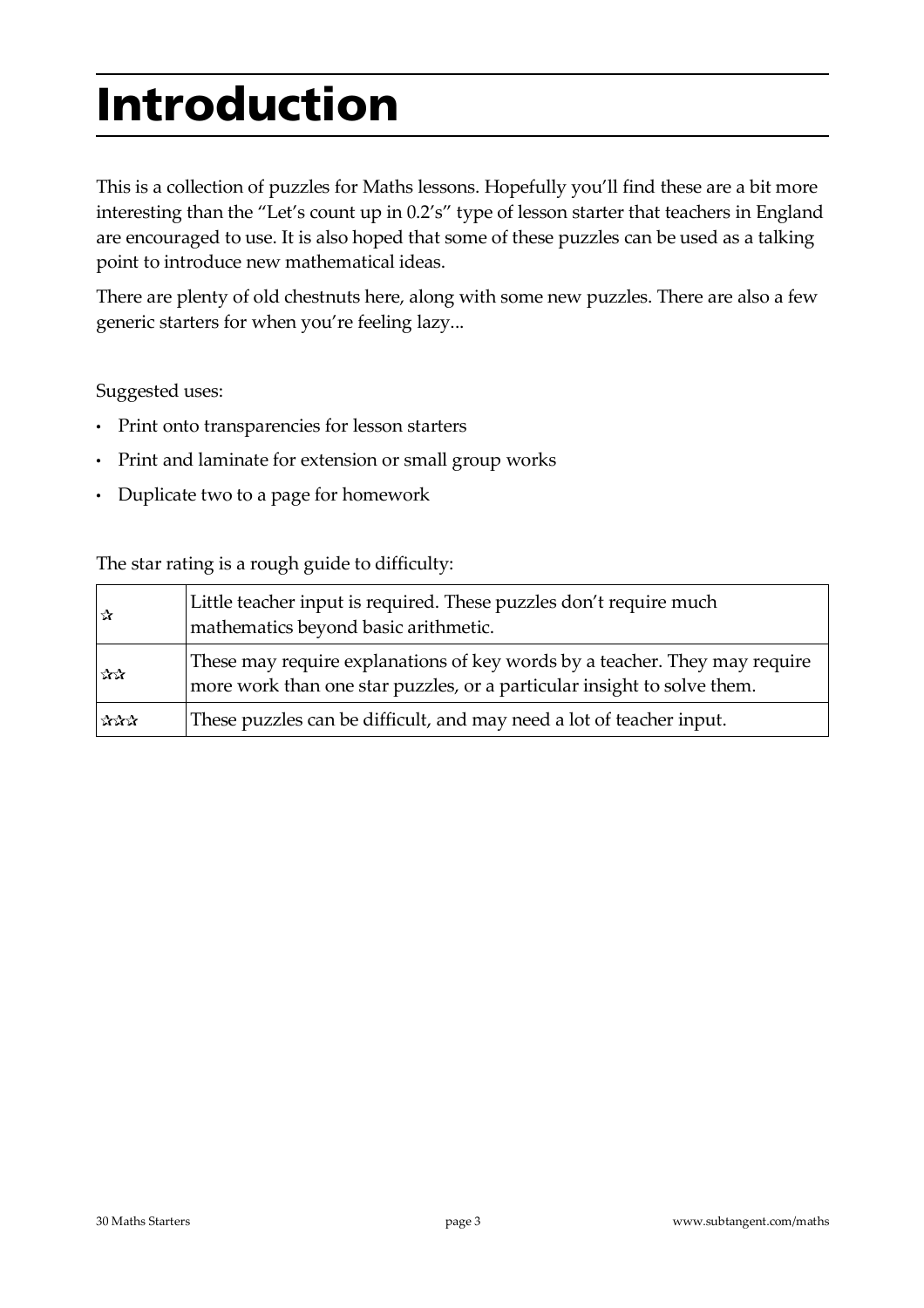# Introduction

This is a collection of puzzles for Maths lessons. Hopefully you'll find these are a bit more interesting than the "Let's count up in 0.2's" type of lesson starter that teachers in England are encouraged to use. It is also hoped that some of these puzzles can be used as a talking point to introduce new mathematical ideas.

There are plenty of old chestnuts here, along with some new puzzles. There are also a few generic starters for when you're feeling lazy...

Suggested uses:

- Print onto transparencies for lesson starters
- Print and laminate for extension or small group works
- Duplicate two to a page for homework

The star rating is a rough guide to difficulty:

| | |
|---|---|
| ☆ | Little teacher input is required. These puzzles don't require much mathematics beyond basic arithmetic. |
| ☆☆ | These may require explanations of key words by a teacher. They may require more work than one star puzzles, or a particular insight to solve them. |
| ☆☆☆ | These puzzles can be difficult, and may need a lot of teacher input. |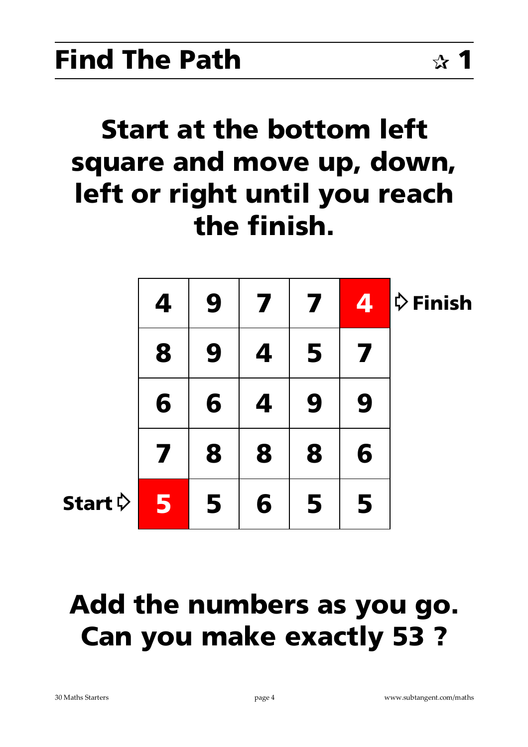# Find The Path ☆ 1

## Start at the bottom left square and move up, down, left or right until you reach the finish.

| | | | | | | |
|---|---|---|---|---|---|---|
| | 4 | 9 | 7 | 7 | **4** | ⇨ Finish |
| | 8 | 9 | 4 | 5 | 7 | |
| | 6 | 6 | 4 | 9 | 9 | |
| | 7 | 8 | 8 | 8 | 6 | |
| Start ⇨ | **5** | 5 | 6 | 5 | 5 | |

## Add the numbers as you go. Can you make exactly 53 ?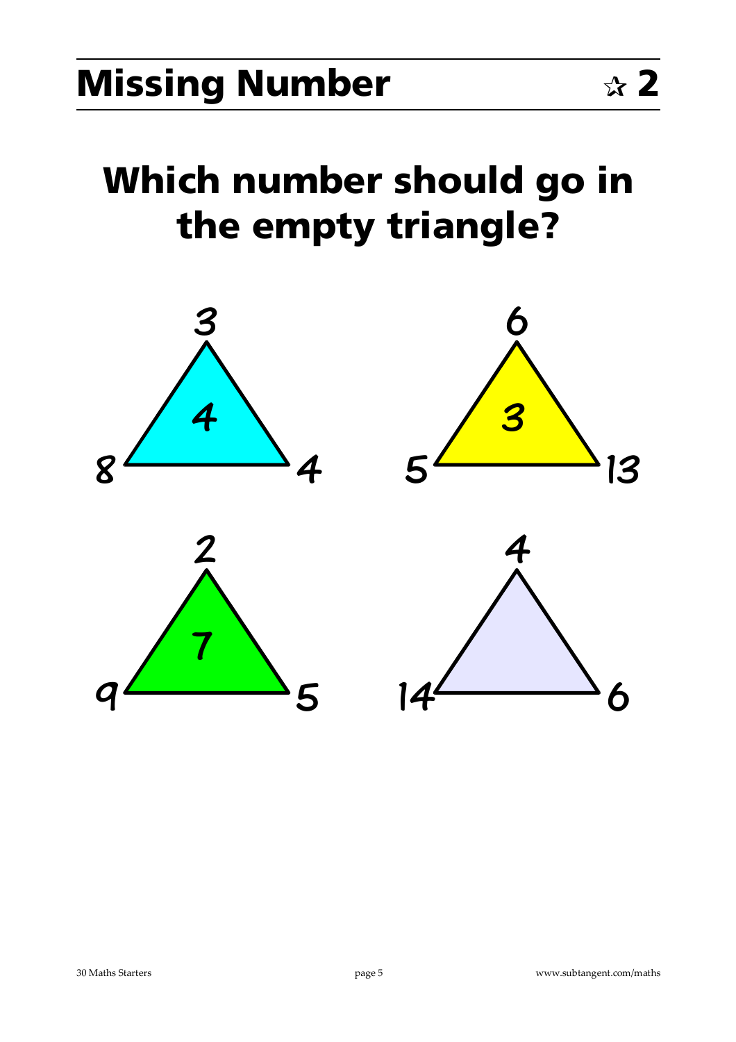# Missing Number ☆ 2

## Which number should go in the empty triangle?

Triangle 1 (cyan): top 3, bottom-left 8, bottom-right 4; centre 4

Triangle 2 (yellow): top 6, bottom-left 5, bottom-right 13; centre 3

Triangle 3 (green): top 2, bottom-left 9, bottom-right 5; centre 7

Triangle 4 (empty): top 4, bottom-left 14, bottom-right 6; centre ?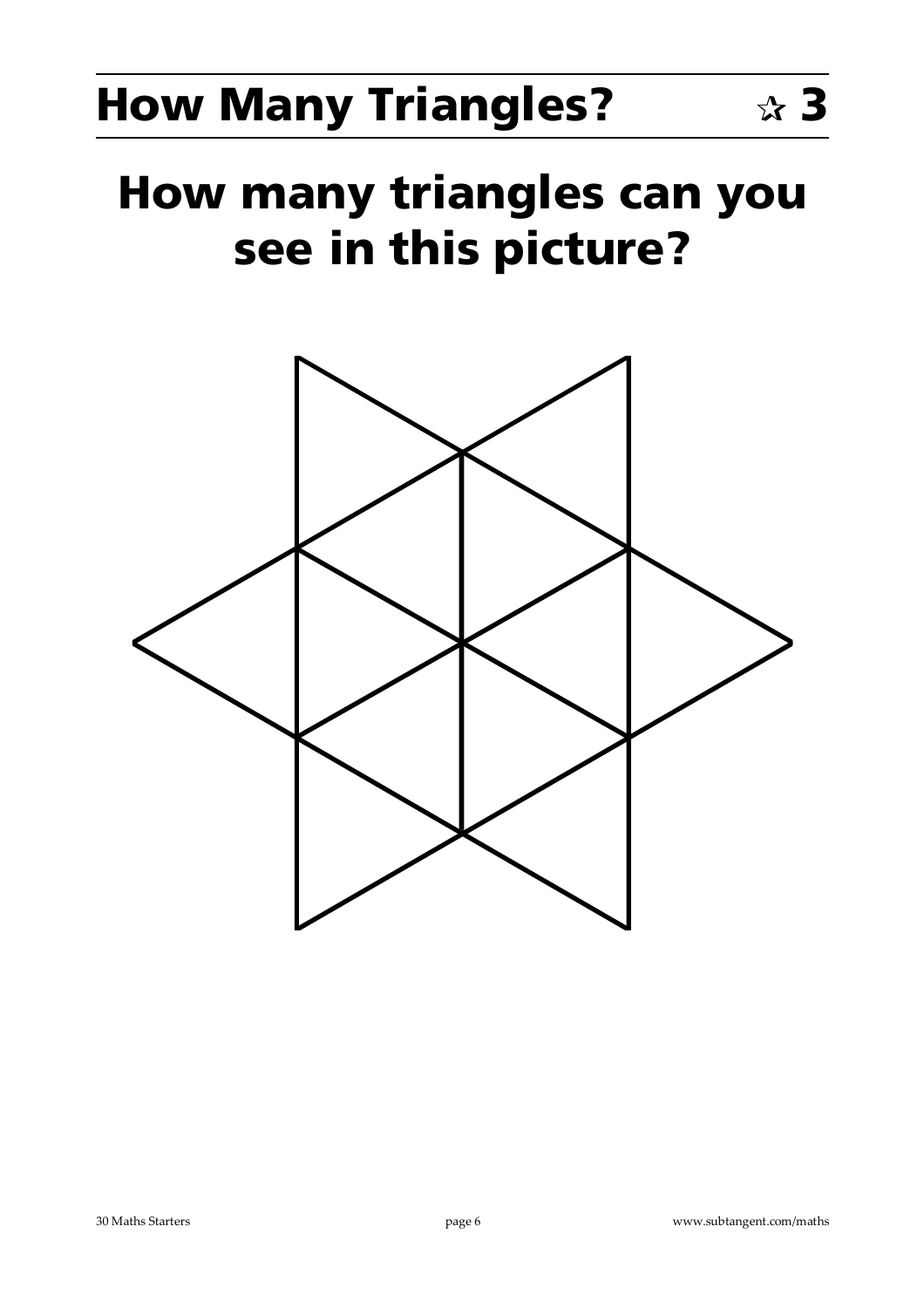# How Many Triangles? ☆ 3

## How many triangles can you see in this picture?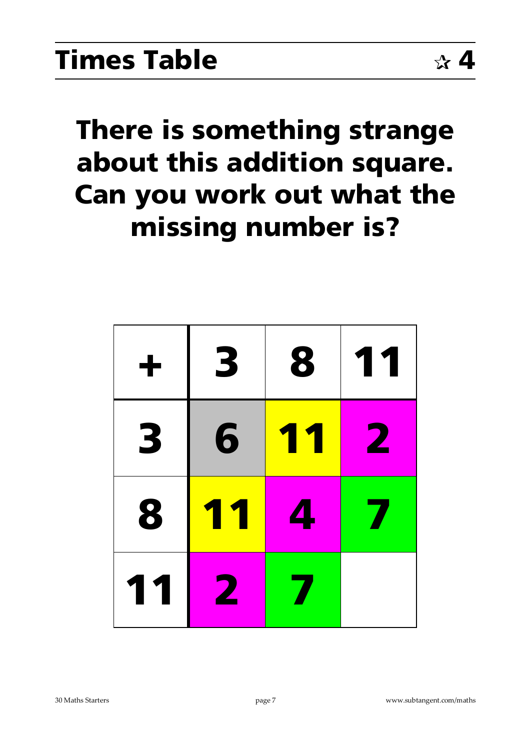## Times Table ☆ 4

# There is something strange about this addition square. Can you work out what the missing number is?

| + | 3 | 8 | 11 |
|---|---|---|---|
| 3 | 6 | 11 | 2 |
| 8 | 11 | 4 | 7 |
| 11 | 2 | 7 | |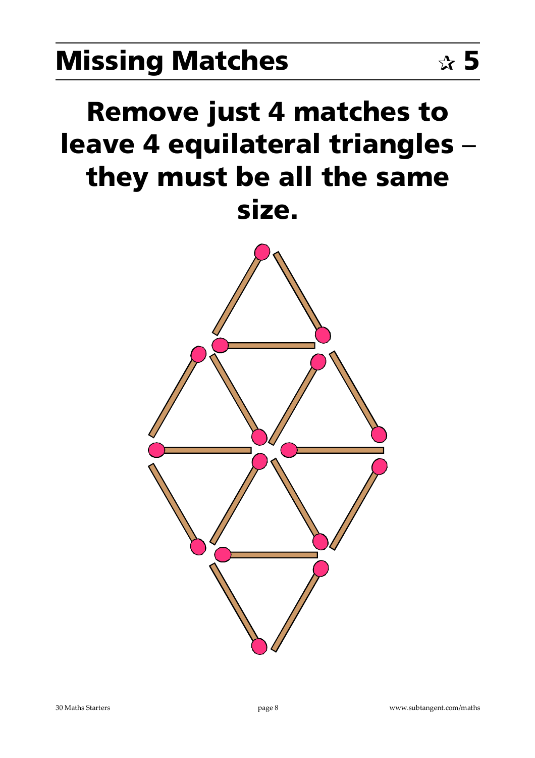# Missing Matches ☆ 5

## Remove just 4 matches to leave 4 equilateral triangles – they must be all the same size.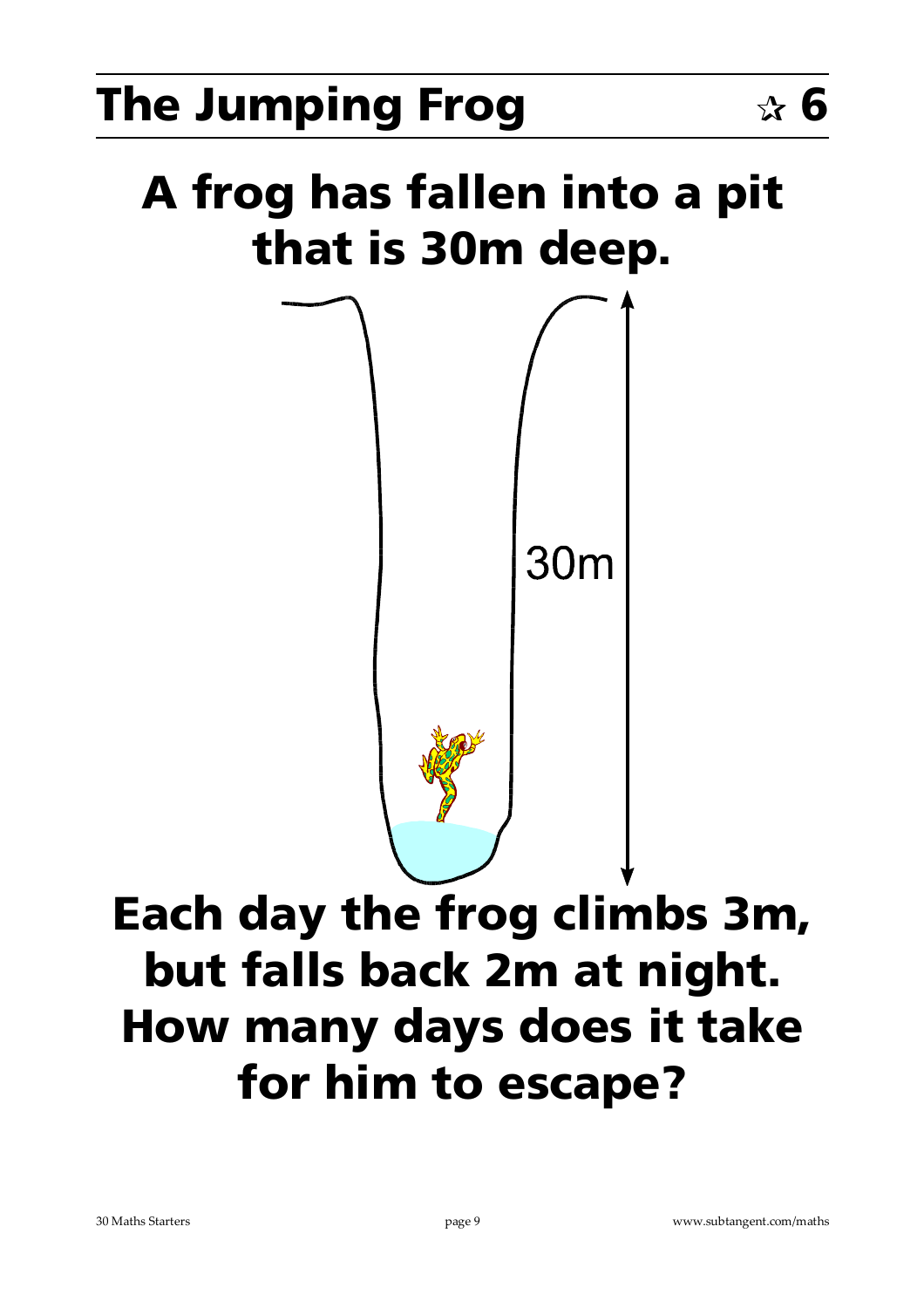# The Jumping Frog ☆ 6

## A frog has fallen into a pit that is 30m deep.

30m

## Each day the frog climbs 3m, but falls back 2m at night. How many days does it take for him to escape?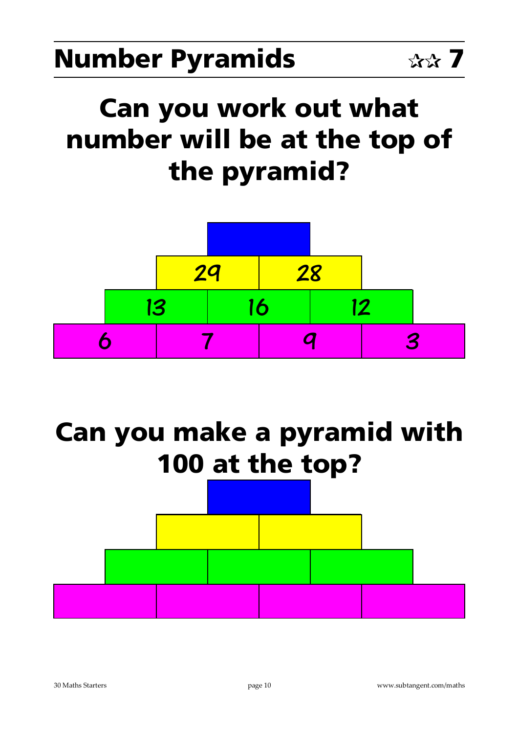# Number Pyramids ☆☆ 7

## Can you work out what number will be at the top of the pyramid?

| | | | |
|---|---|---|---|
| | | | |
| | 29 | 28 | |
| 13 | 16 | 12 | |
| 6 | 7 | 9 | 3 |

## Can you make a pyramid with 100 at the top?

| | | | |
|---|---|---|---|
| | | | |
| | | | |
| | | | |
| | | | |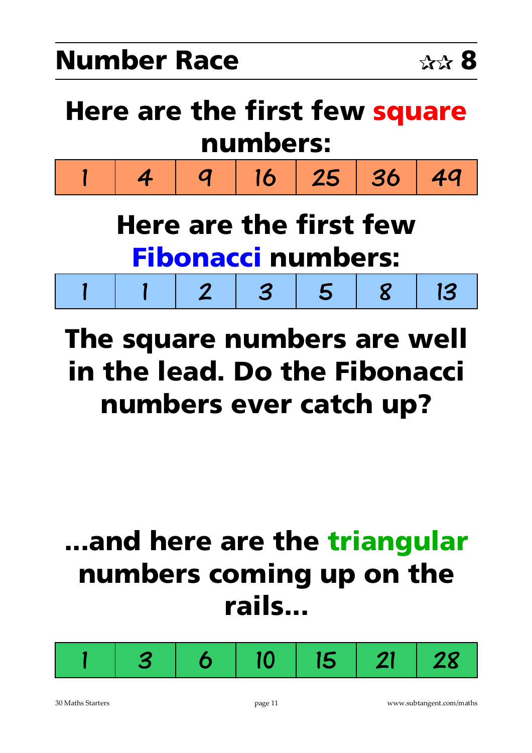# Number Race ☆☆ 8

## Here are the first few square numbers:

| 1 | 4 | 9 | 16 | 25 | 36 | 49 |
|---|---|---|---|---|---|---|

## Here are the first few Fibonacci numbers:

| 1 | 1 | 2 | 3 | 5 | 8 | 13 |
|---|---|---|---|---|---|---|

## The square numbers are well in the lead. Do the Fibonacci numbers ever catch up?

## ...and here are the triangular numbers coming up on the rails...

| 1 | 3 | 6 | 10 | 15 | 21 | 28 |
|---|---|---|---|---|---|---|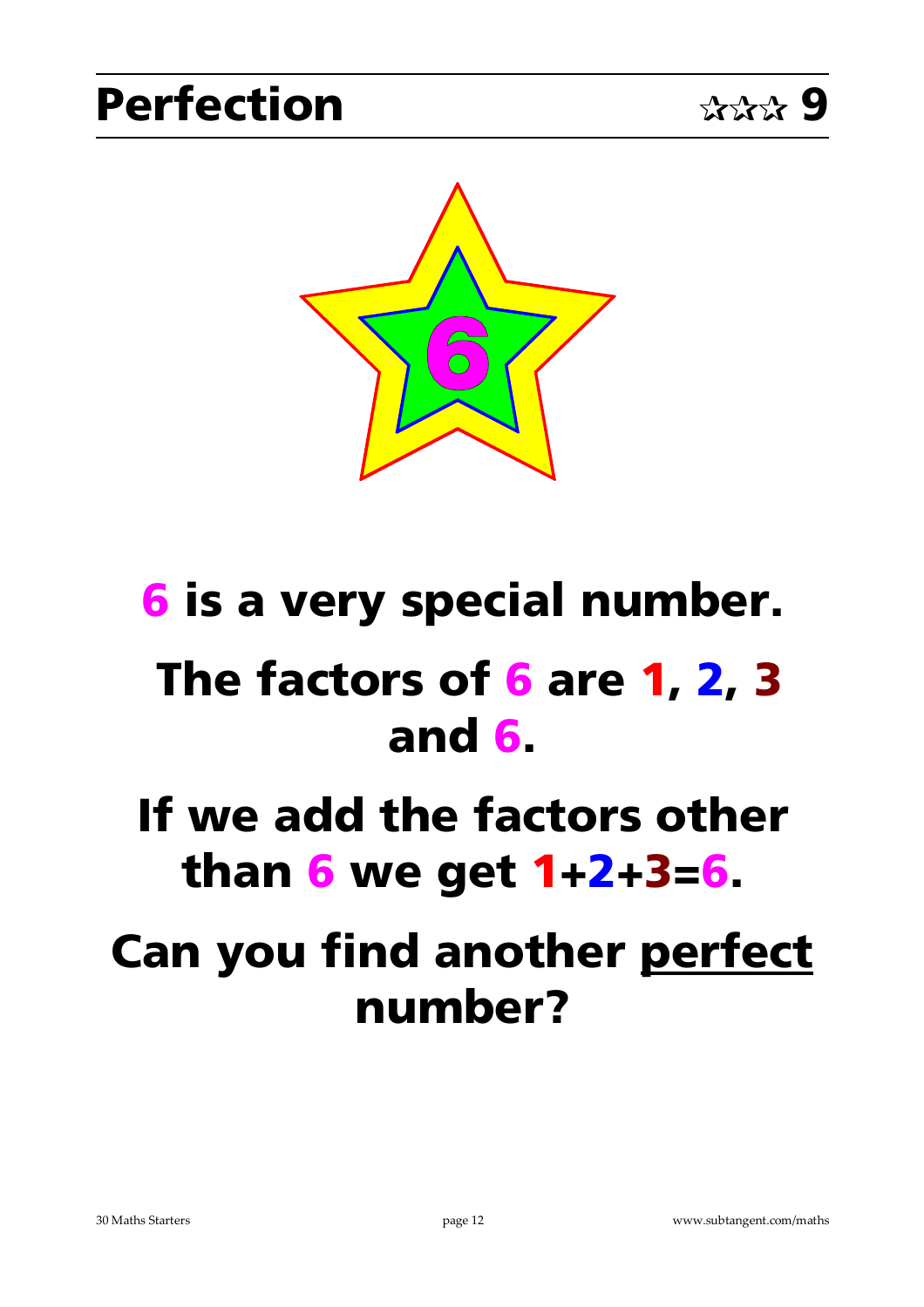# Perfection ☆☆☆ 9

**6 is a very special number.**

**The factors of 6 are 1, 2, 3 and 6.**

**If we add the factors other than 6 we get 1+2+3=6.**

**Can you find another <u>perfect</u> number?**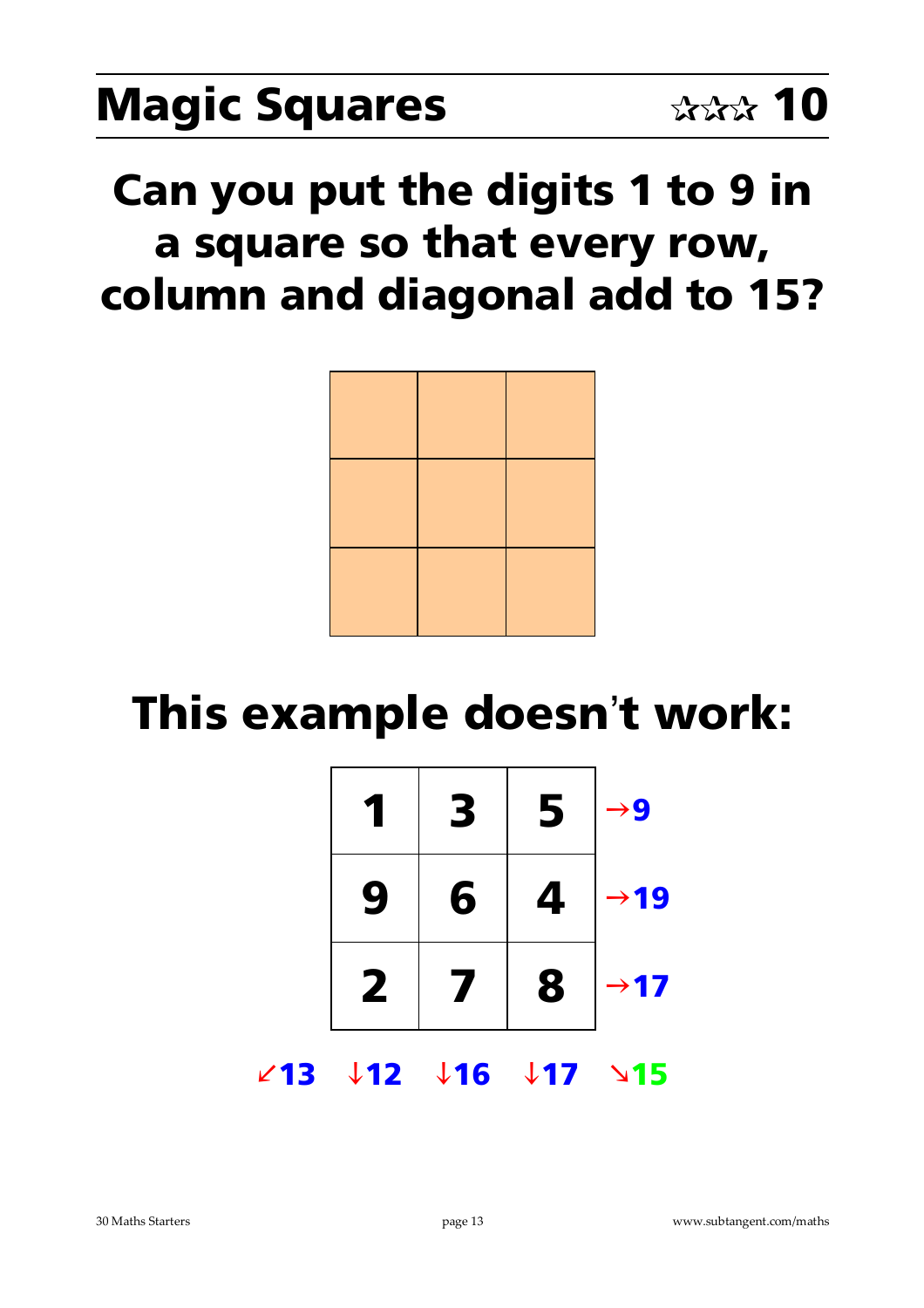# Magic Squares ☆☆☆ 10

## Can you put the digits 1 to 9 in a square so that every row, column and diagonal add to 15?

| | | |
|---|---|---|
| | | |
| | | |
| | | |

## This example doesn't work:

| | | | |
|---|---|---|---|
| 1 | 3 | 5 | →9 |
| 9 | 6 | 4 | →19 |
| 2 | 7 | 8 | →17 |
| ↙13 ↓12 | ↓16 | ↓17 | ↘15 |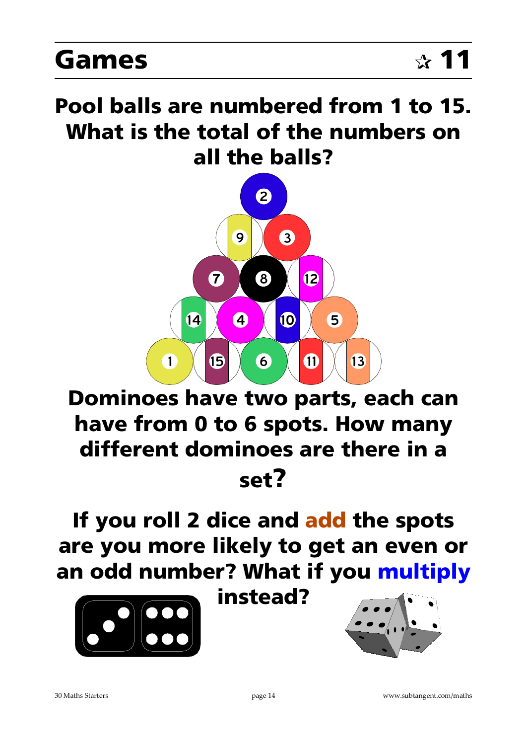# Games ☆ 11

**Pool balls are numbered from 1 to 15. What is the total of the numbers on all the balls?**

**Dominoes have two parts, each can have from 0 to 6 spots. How many different dominoes are there in a set?**

**If you roll 2 dice and add the spots are you more likely to get an even or an odd number? What if you multiply instead?**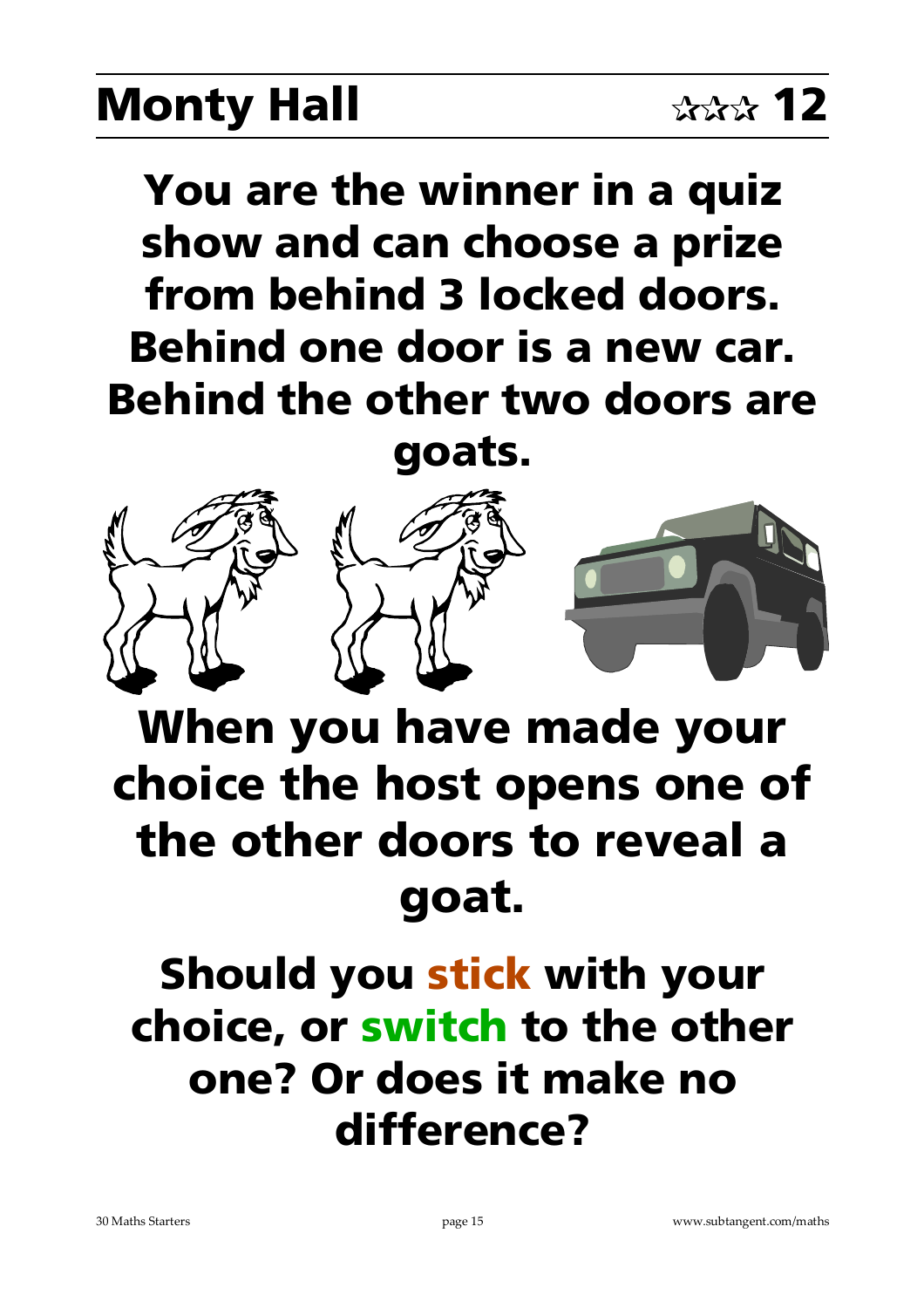# Monty Hall ☆☆☆ 12

**You are the winner in a quiz show and can choose a prize from behind 3 locked doors. Behind one door is a new car. Behind the other two doors are goats.**

**When you have made your choice the host opens one of the other doors to reveal a goat.**

**Should you stick with your choice, or switch to the other one? Or does it make no difference?**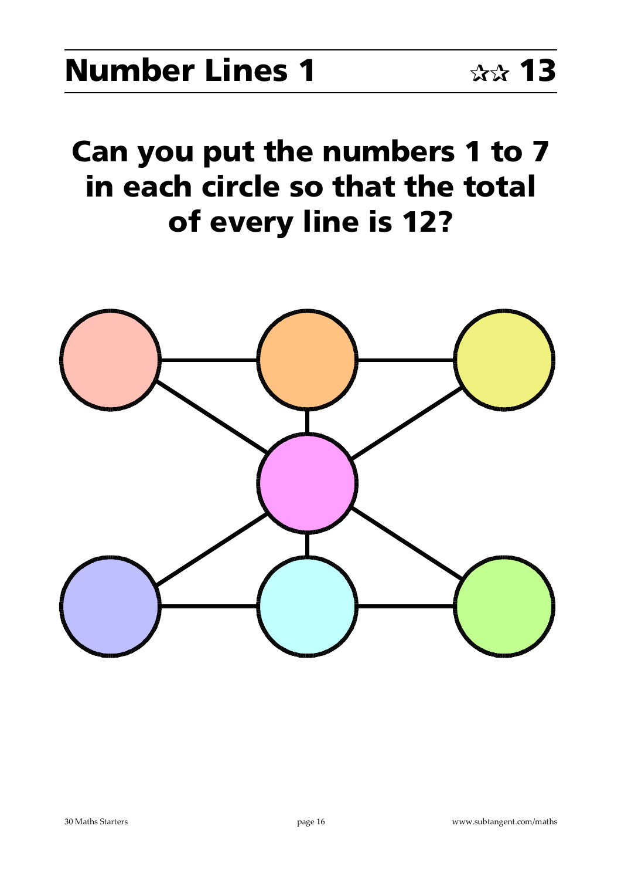# Number Lines 1 ☆☆ 13

## Can you put the numbers 1 to 7 in each circle so that the total of every line is 12?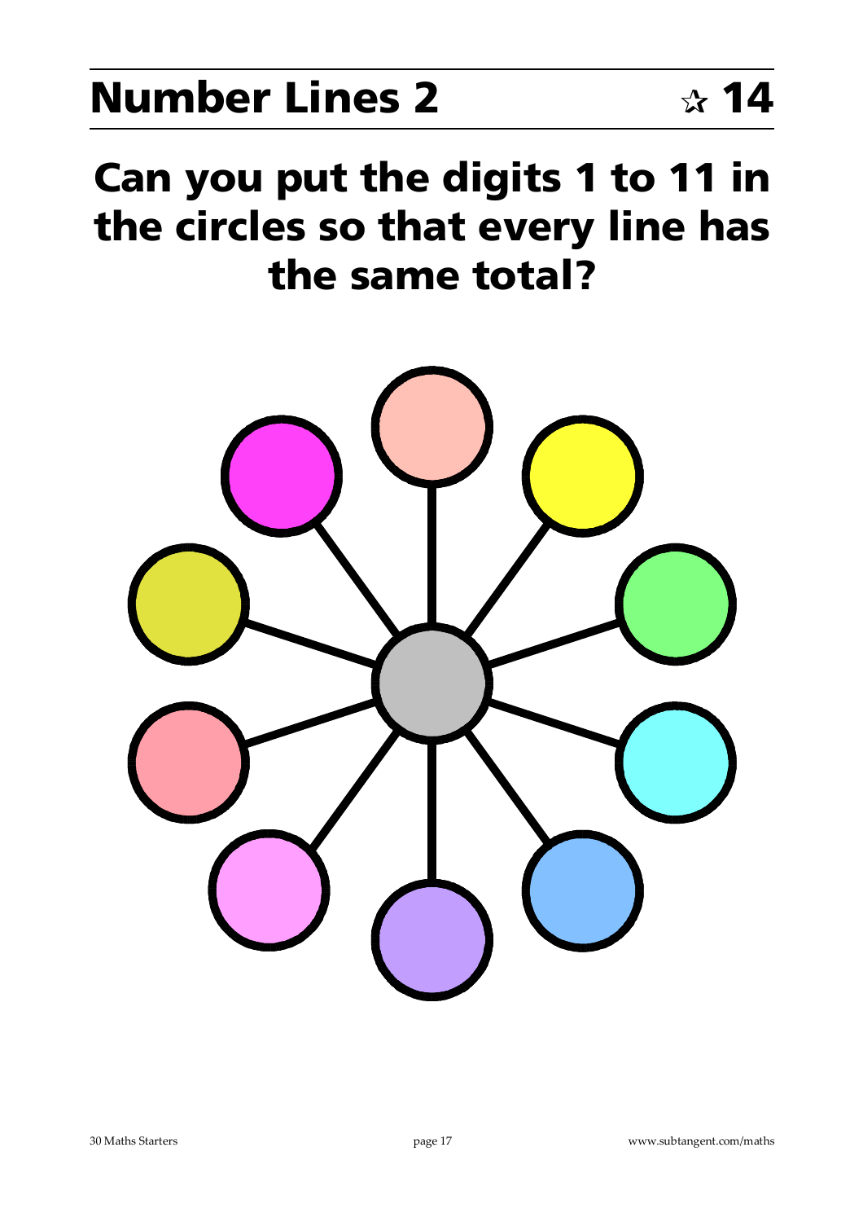# Number Lines 2 ☆ 14

## Can you put the digits 1 to 11 in the circles so that every line has the same total?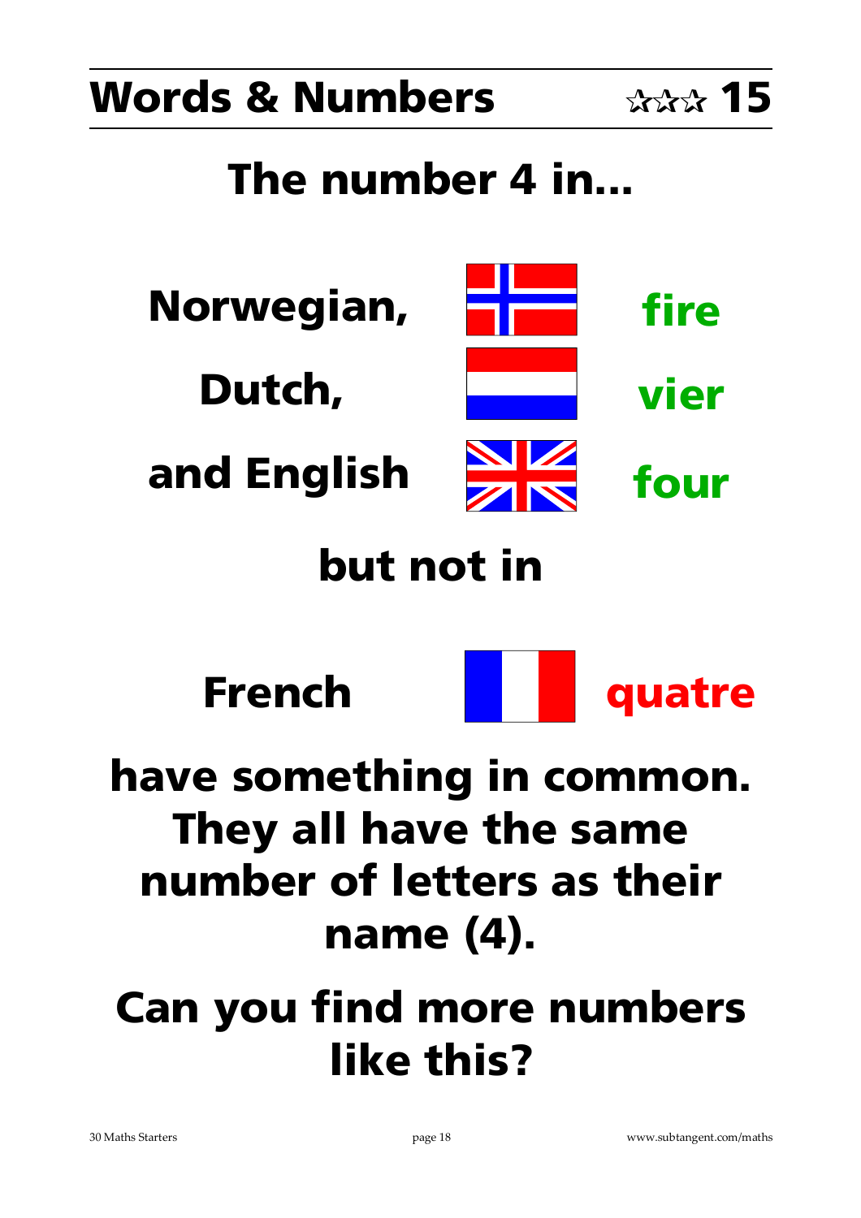# Words & Numbers ☆☆☆ 15

## The number 4 in...

**Norwegian,** **fire**

**Dutch,** **vier**

**and English** **four**

**but not in**

**French** **quatre**

**have something in common. They all have the same number of letters as their name (4).**

**Can you find more numbers like this?**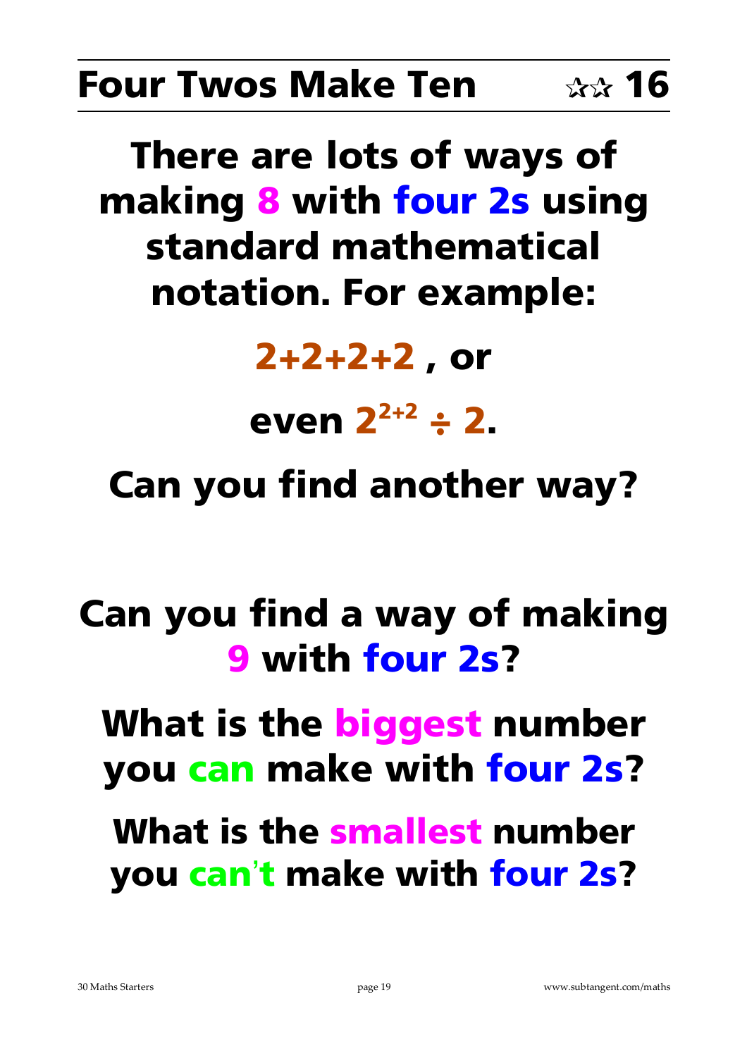# Four Twos Make Ten ☆☆ 16

**There are lots of ways of making 8 with four 2s using standard mathematical notation. For example:**

**$2+2+2+2$ , or**

**even $2^{2+2} \div 2$.**

**Can you find another way?**

**Can you find a way of making 9 with four 2s?**

**What is the biggest number you can make with four 2s?**

**What is the smallest number you can't make with four 2s?**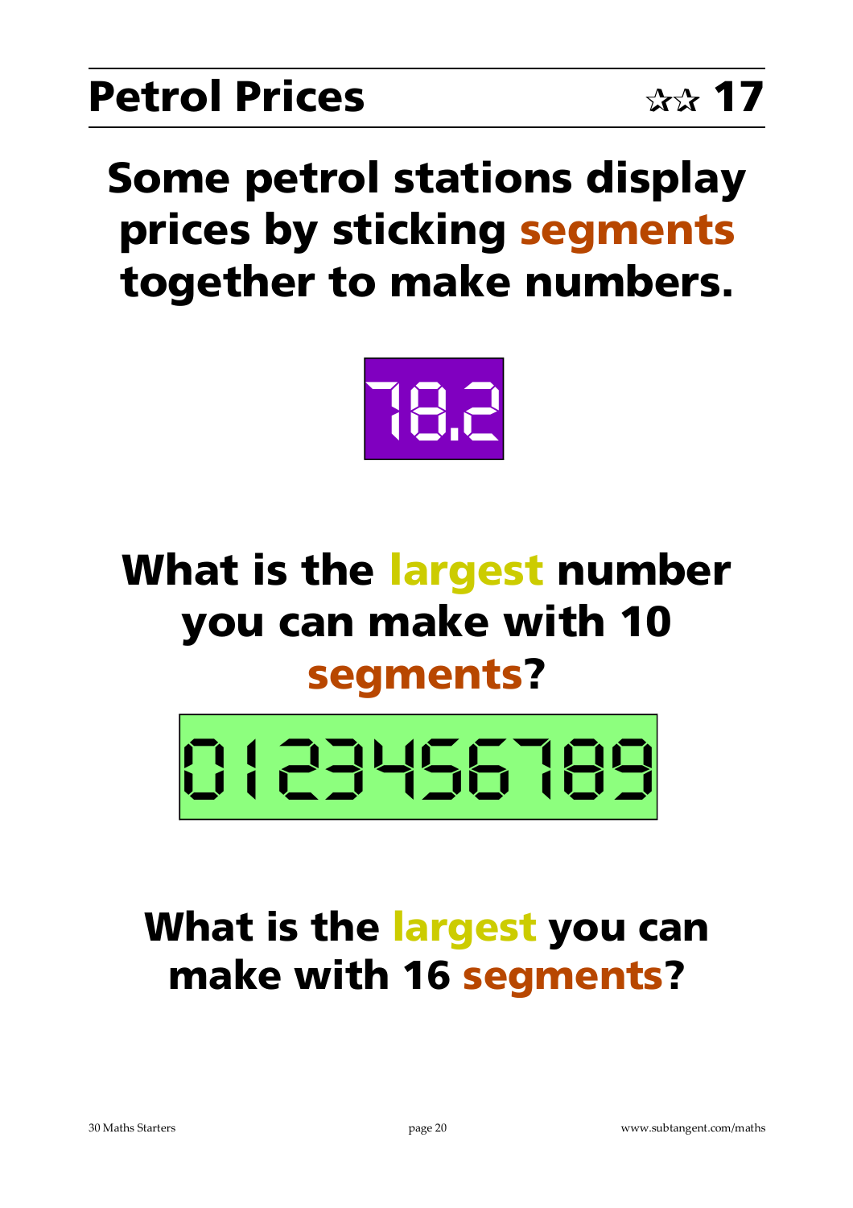# Petrol Prices

☆☆ 17

**Some petrol stations display prices by sticking segments together to make numbers.**

78.2

**What is the largest number you can make with 10 segments?**

0123456789

**What is the largest you can make with 16 segments?**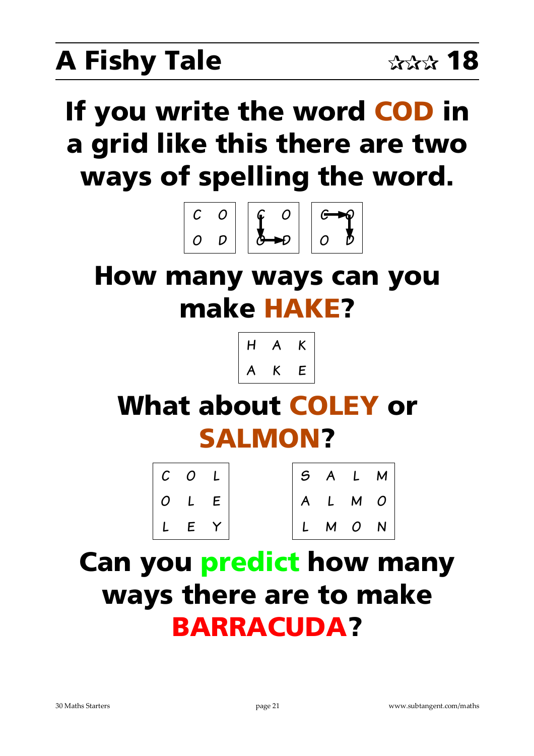# A Fishy Tale ☆☆☆ 18

## If you write the word COD in a grid like this there are two ways of spelling the word.

| C | O |
|---|---|
| O | D |

## How many ways can you make HAKE?

| H | A | K |
|---|---|---|
| A | K | E |

## What about COLEY or SALMON?

| C | O | L |
|---|---|---|
| O | L | E |
| L | E | Y |

| S | A | L | M |
|---|---|---|---|
| A | L | M | O |
| L | M | O | N |

## Can you predict how many ways there are to make BARRACUDA?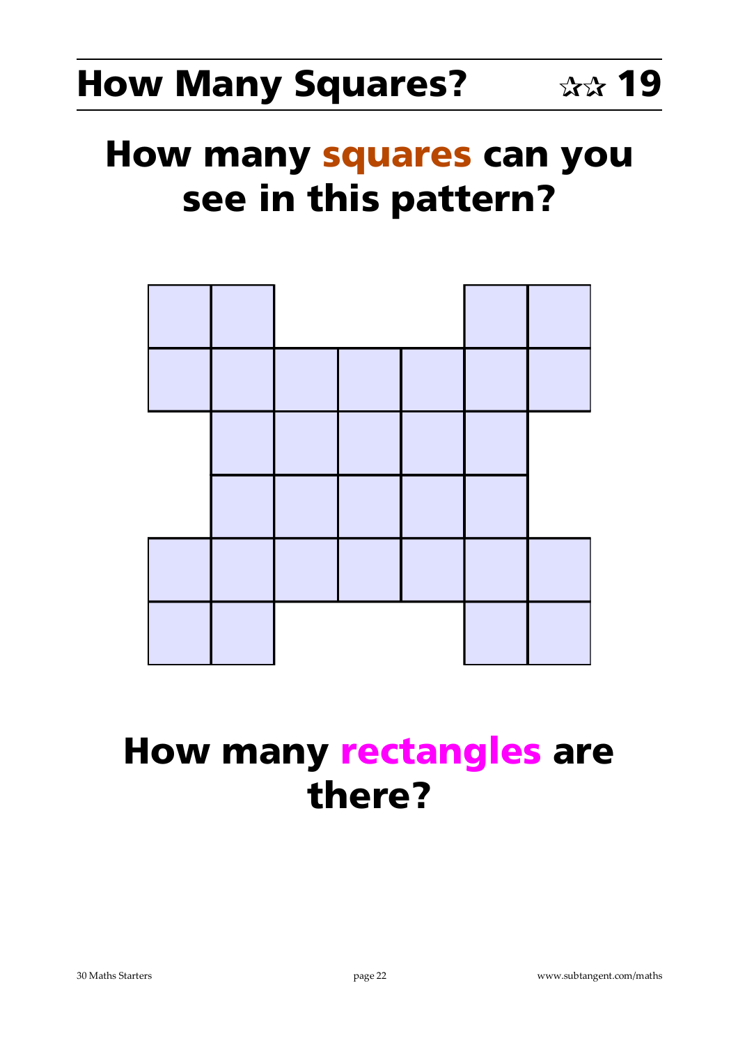# How Many Squares? ☆☆ 19

## How many squares can you see in this pattern?

## How many rectangles are there?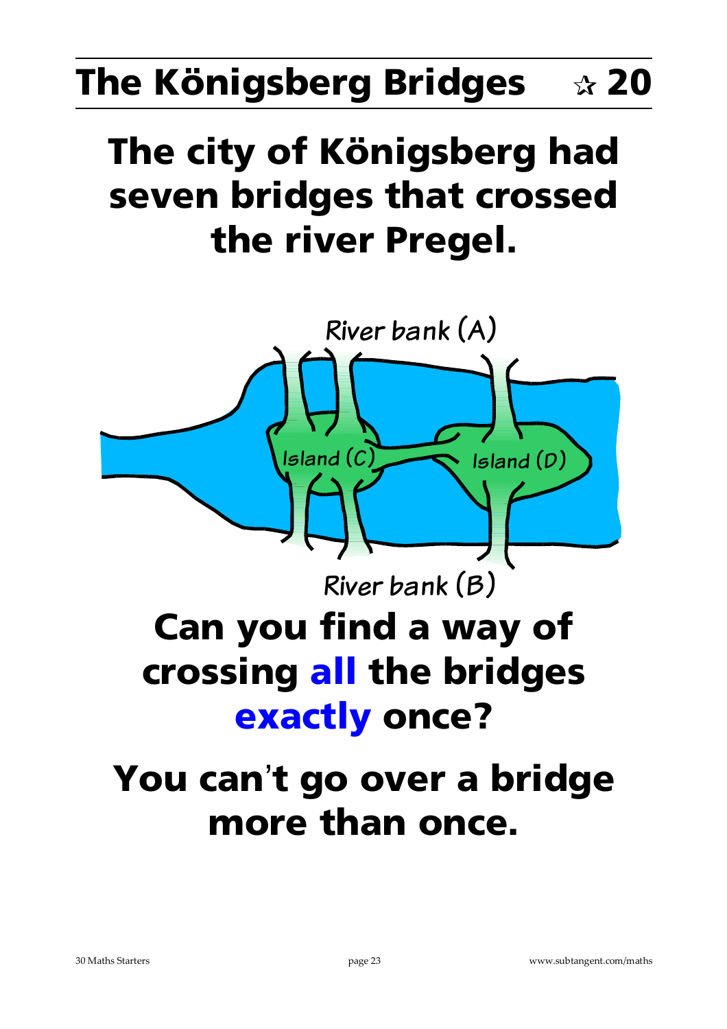# The Königsberg Bridges ☆ 20

## The city of Königsberg had seven bridges that crossed the river Pregel.

River bank (A)

Island (C)

Island (D)

River bank (B)

## Can you find a way of crossing **all** the bridges **exactly** once?

## You can't go over a bridge more than once.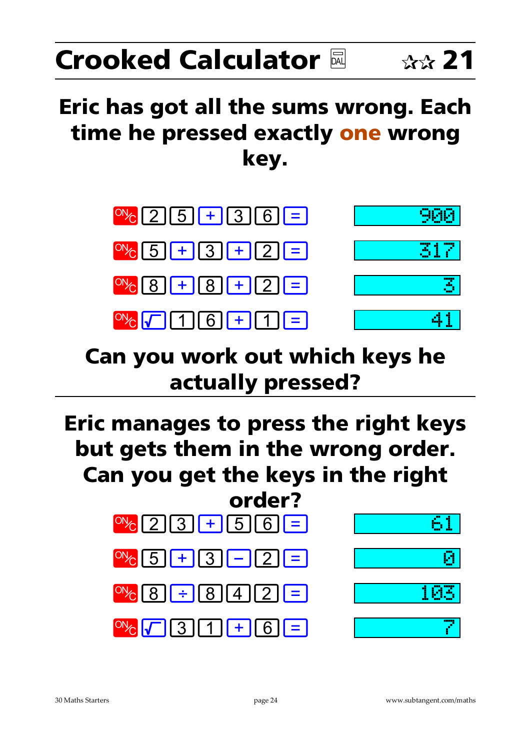# Crooked Calculator ☆☆ 21

## Eric has got all the sums wrong. Each time he pressed exactly one wrong key.

| Keys pressed | Display |
|---|---|
| ON/C 2 5 + 3 6 = | 900 |
| ON/C 5 + 3 + 2 = | 317 |
| ON/C 8 + 8 + 2 = | 3 |
| ON/C √ 1 6 + 1 = | 41 |

## Can you work out which keys he actually pressed?

## Eric manages to press the right keys but gets them in the wrong order. Can you get the keys in the right order?

| Keys pressed | Display |
|---|---|
| ON/C 2 3 + 5 6 = | 61 |
| ON/C 5 + 3 − 2 = | 0 |
| ON/C 8 ÷ 8 4 2 = | 103 |
| ON/C √ 3 1 + 6 = | 7 |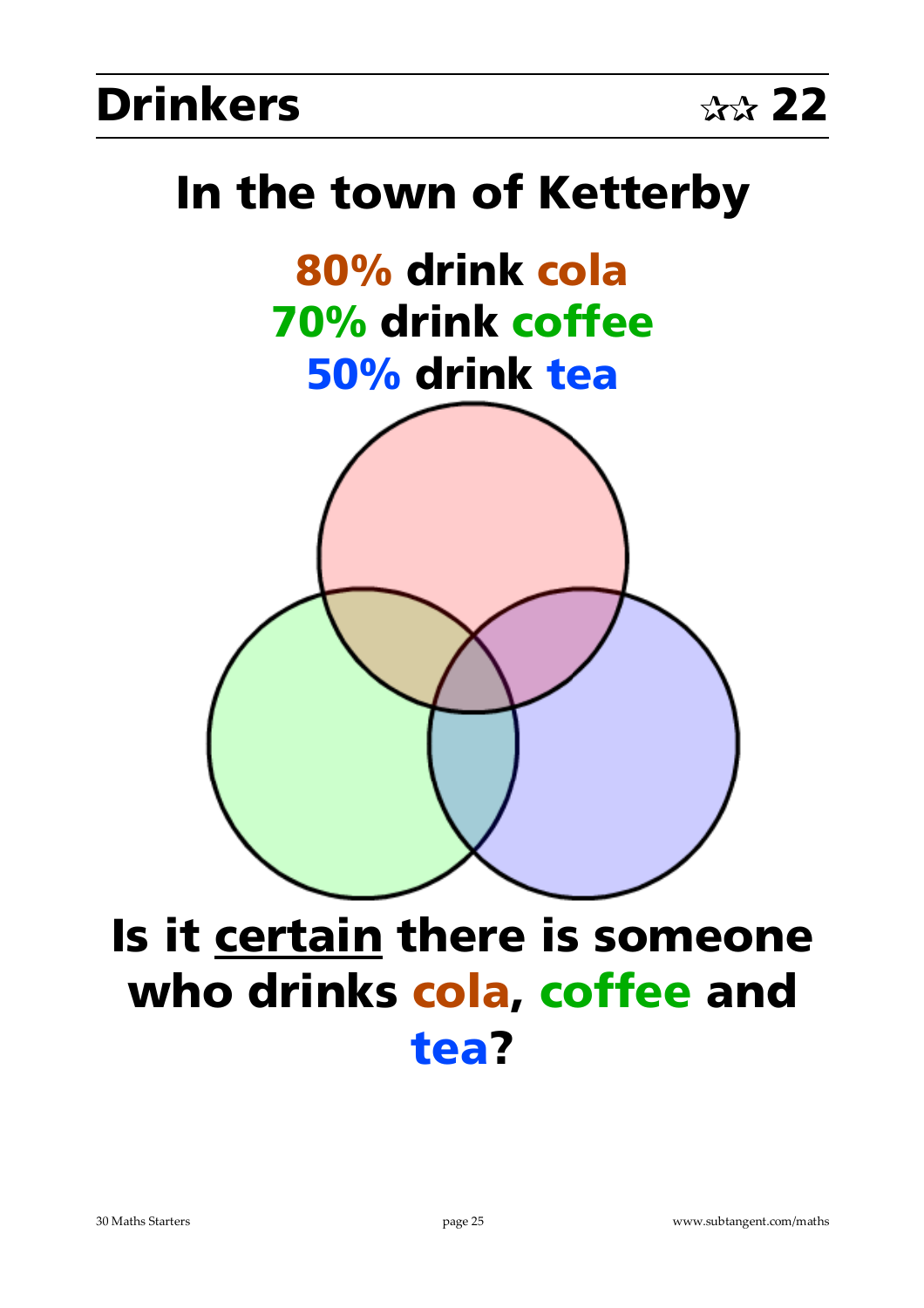# Drinkers ☆☆ 22

## In the town of Ketterby

**80% drink cola**
**70% drink coffee**
**50% drink tea**

## Is it certain there is someone who drinks cola, coffee and tea?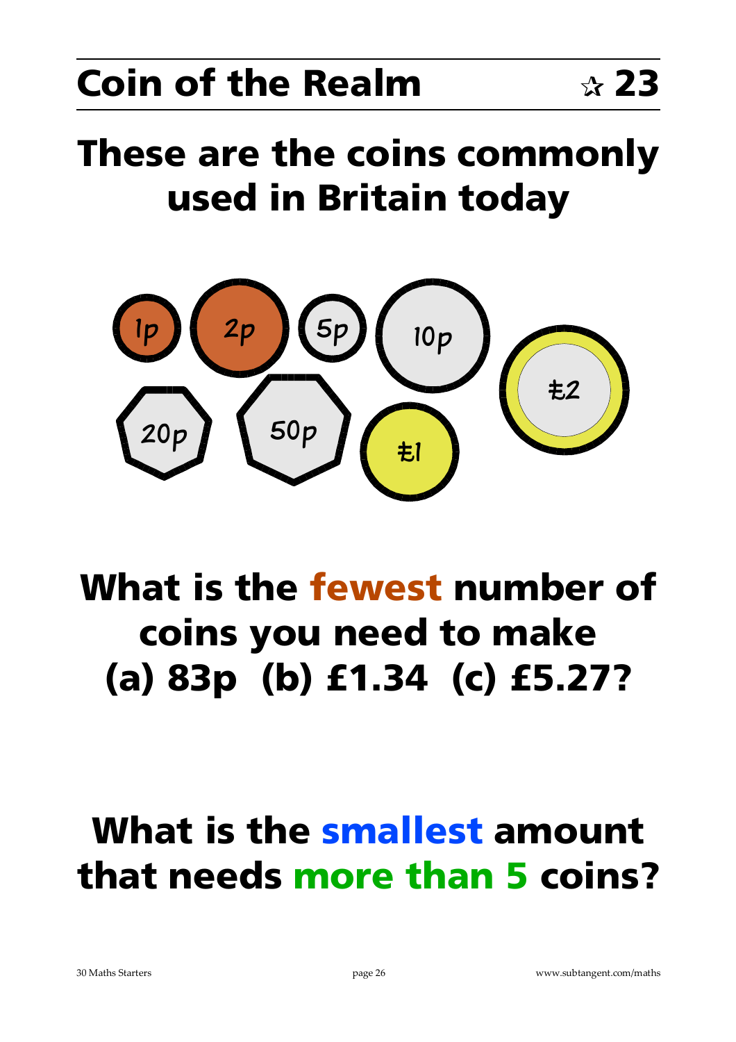# Coin of the Realm ☆ 23

## These are the coins commonly used in Britain today

1p 2p 5p 10p £2 20p 50p £1

## What is the fewest number of coins you need to make (a) 83p (b) £1.34 (c) £5.27?

## What is the smallest amount that needs more than 5 coins?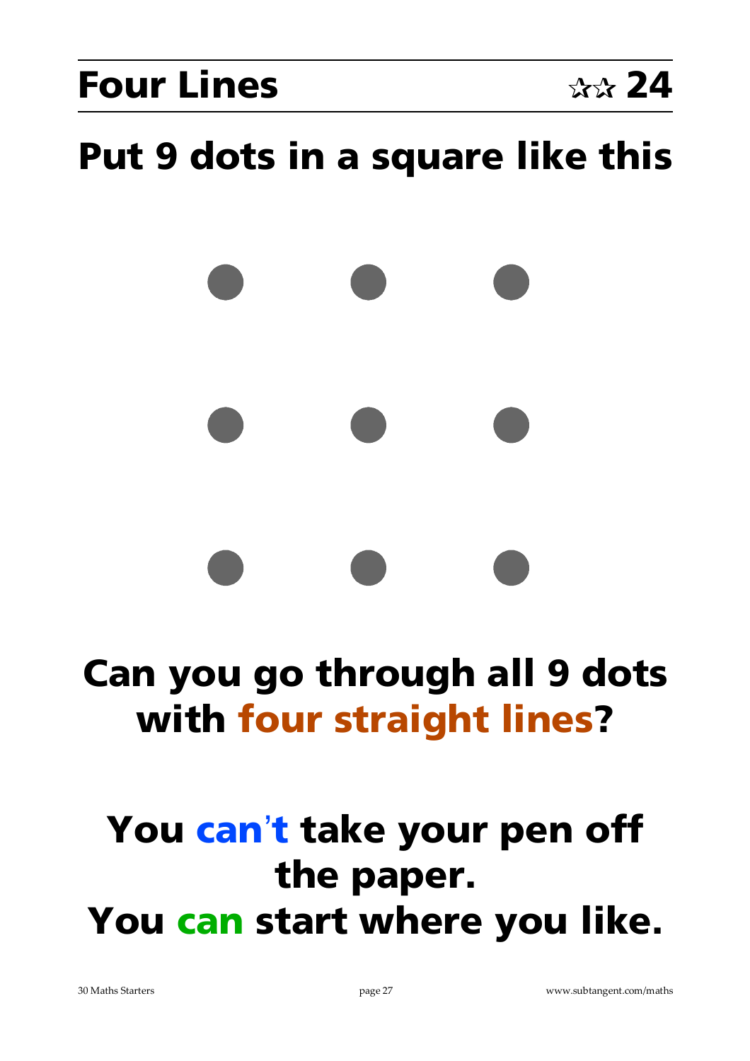# Four Lines ☆☆ 24

## Put 9 dots in a square like this

## Can you go through all 9 dots with four straight lines?

## You can't take your pen off the paper.
## You can start where you like.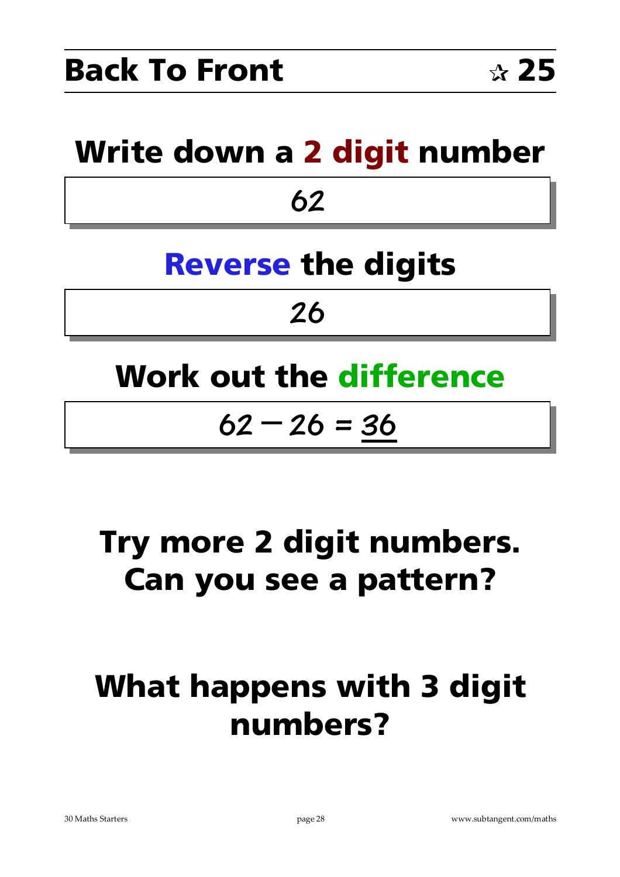# Back To Front ☆ 25

## Write down a 2 digit number

62

## Reverse the digits

26

## Work out the difference

62 − 26 = <u>36</u>

## Try more 2 digit numbers. Can you see a pattern?

## What happens with 3 digit numbers?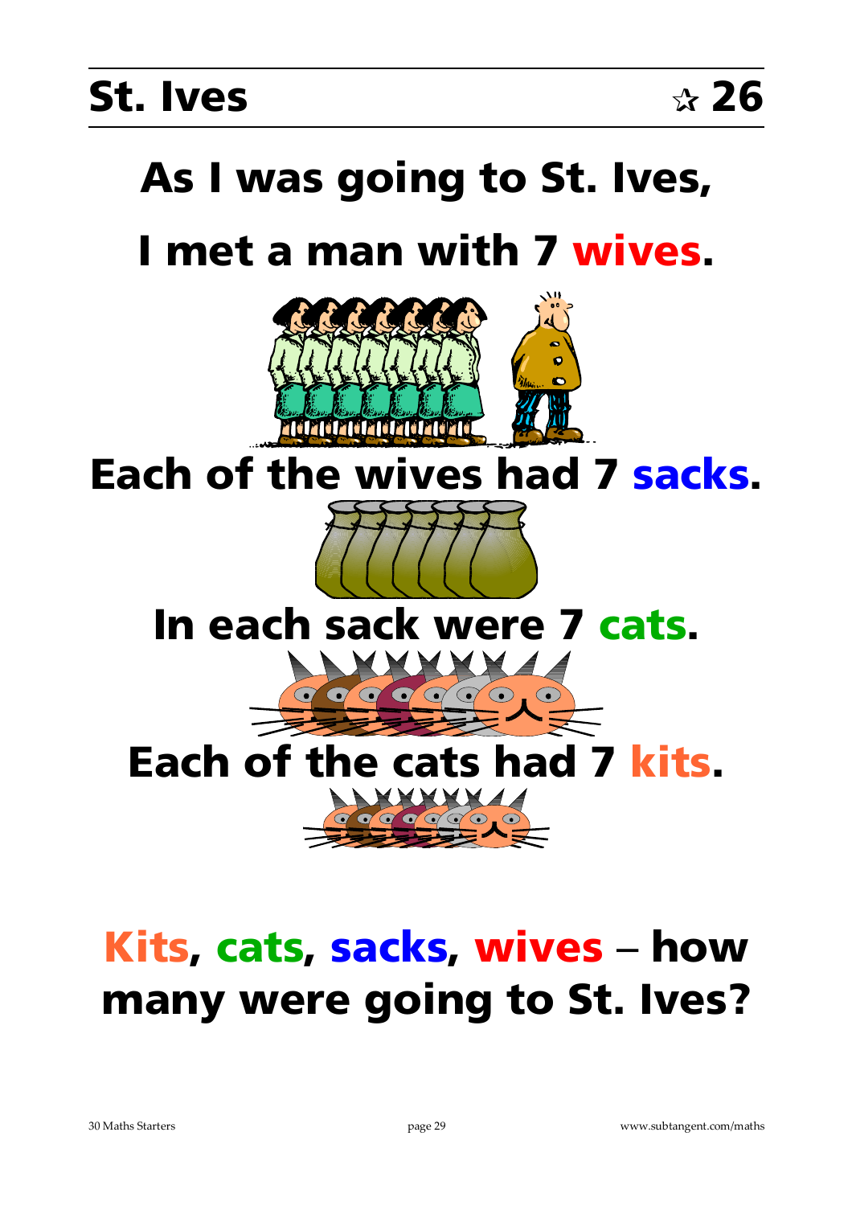# St. Ives ☆ 26

**As I was going to St. Ives,**

**I met a man with 7 wives.**

**Each of the wives had 7 sacks.**

**In each sack were 7 cats.**

**Each of the cats had 7 kits.**

**Kits, cats, sacks, wives – how many were going to St. Ives?**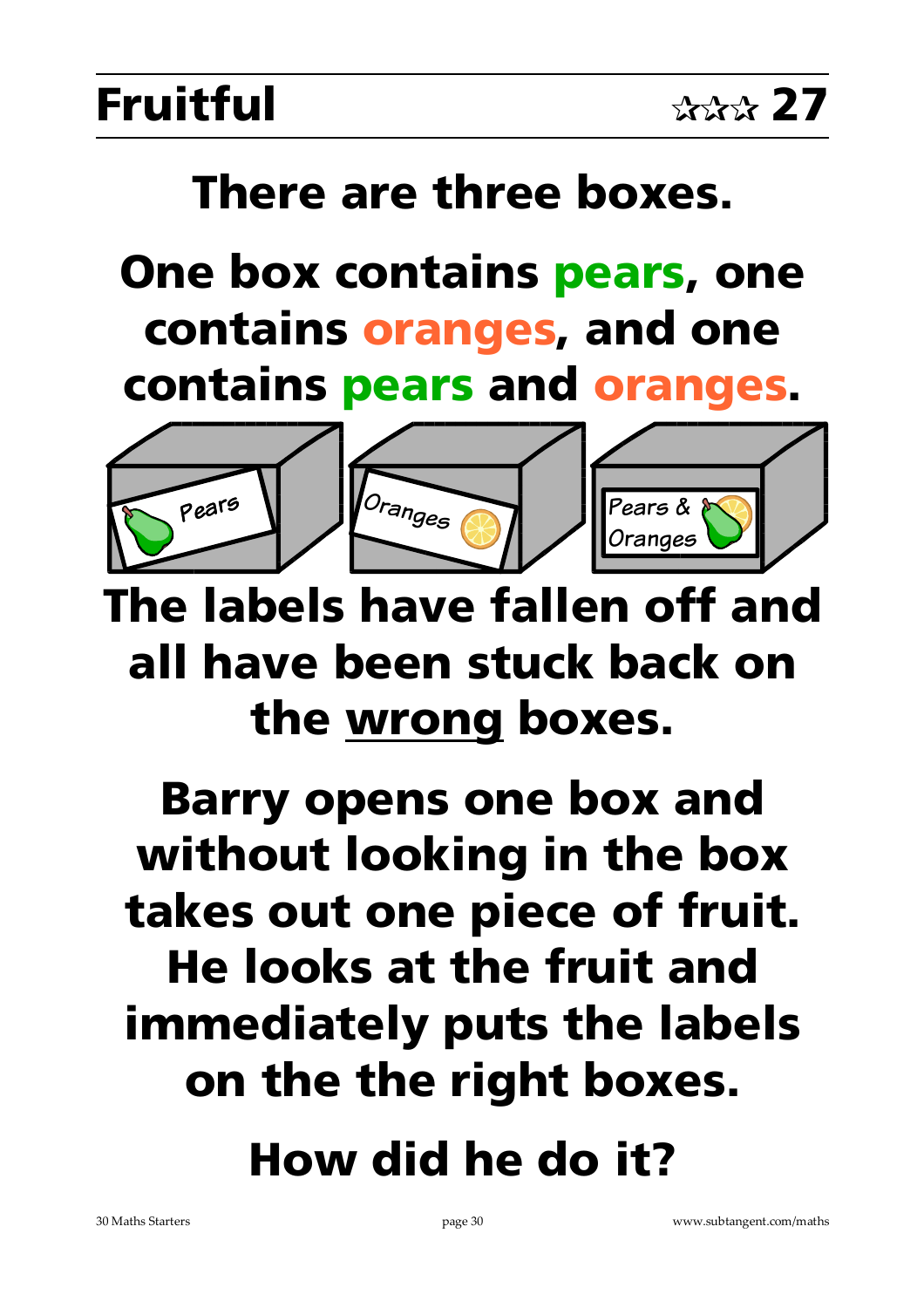# Fruitful ☆☆☆ 27

**There are three boxes.**

**One box contains pears, one contains oranges, and one contains pears and oranges.**

Pears

Oranges

Pears & Oranges

**The labels have fallen off and all have been stuck back on the wrong boxes.**

**Barry opens one box and without looking in the box takes out one piece of fruit. He looks at the fruit and immediately puts the labels on the the right boxes.**

**How did he do it?**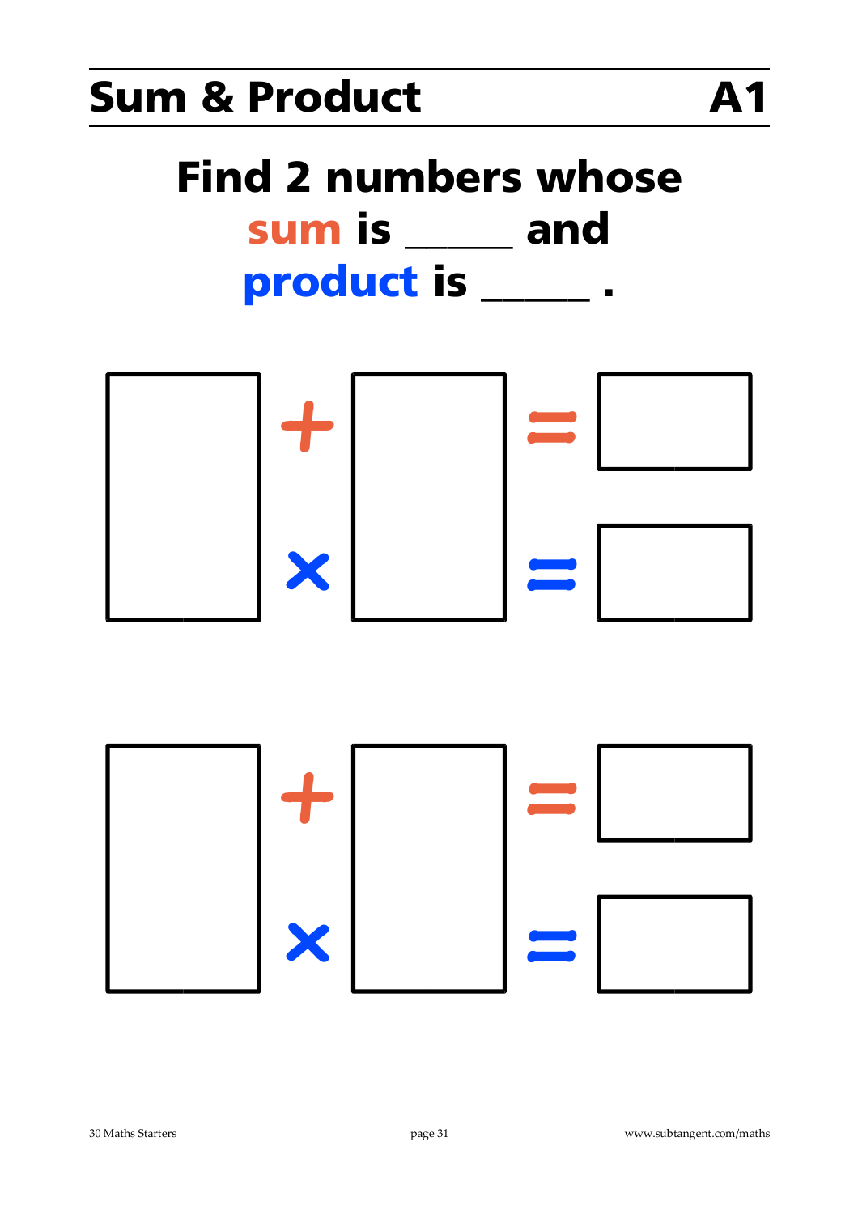# Sum & Product A1

## Find 2 numbers whose sum is ______ and product is ______ .

| | | | | |
|---|---|---|---|---|
| | + | | = | |
| | × | | = | |

| | | | | |
|---|---|---|---|---|
| | + | | = | |
| | × | | = | |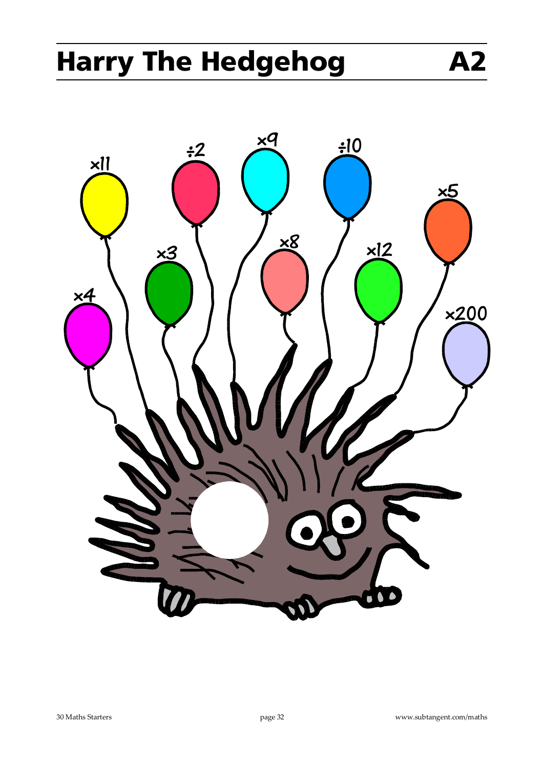# Harry The Hedgehog A2

×11

÷2

×9

÷10

×5

×3

×8

×12

×4

×200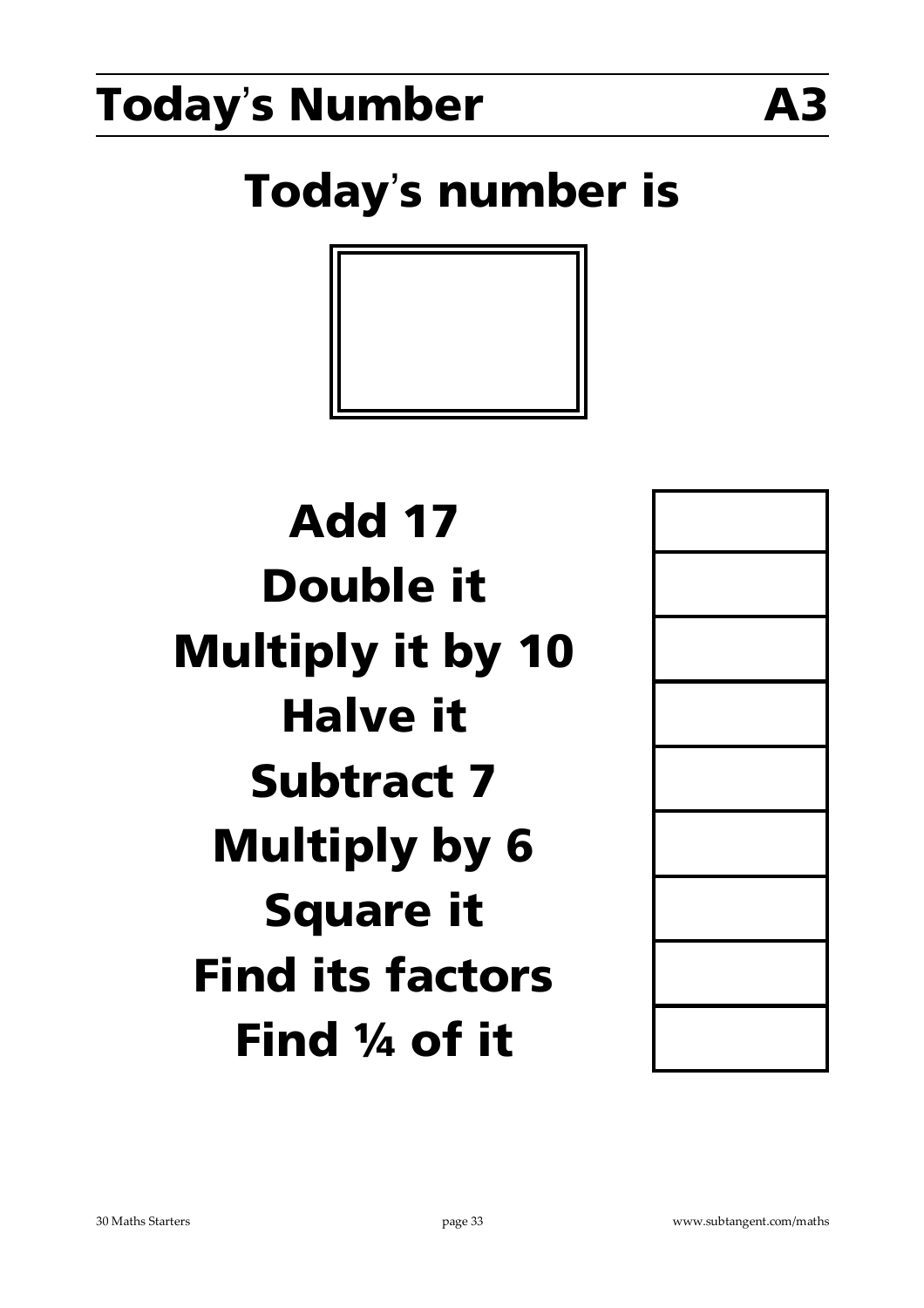# Today's Number A3

## Today's number is

| | |
|---|---|
| Add 17 | |
| Double it | |
| Multiply it by 10 | |
| Halve it | |
| Subtract 7 | |
| Multiply by 6 | |
| Square it | |
| Find its factors | |
| Find ¼ of it | |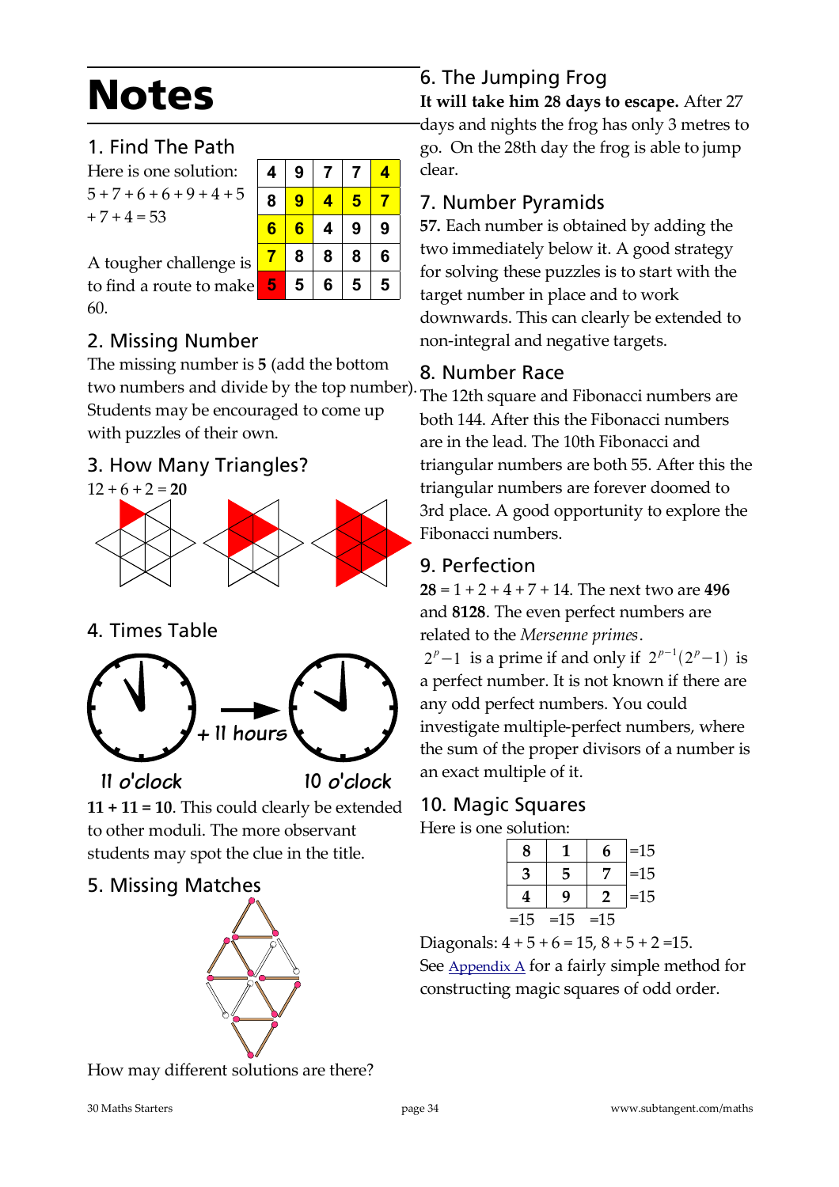# Notes

## 1. Find The Path

Here is one solution: $5+7+6+6+9+4+5+7+4=53$

| 4 | 9 | 7 | 7 | 4 |
|---|---|---|---|---|
| 8 | 9 | 4 | 5 | 7 |
| 6 | 6 | 4 | 9 | 9 |
| 7 | 8 | 8 | 8 | 6 |
| 5 | 5 | 6 | 5 | 5 |

A tougher challenge is to find a route to make 60.

## 2. Missing Number

The missing number is **5** (add the bottom two numbers and divide by the top number). Students may be encouraged to come up with puzzles of their own.

## 3. How Many Triangles?

$12 + 6 + 2 =$ **20**

## 4. Times Table

+ 11 hours

11 o'clock 10 o'clock

**11 + 11 = 10**. This could clearly be extended to other moduli. The more observant students may spot the clue in the title.

## 5. Missing Matches

How may different solutions are there?

## 6. The Jumping Frog

**It will take him 28 days to escape.** After 27 days and nights the frog has only 3 metres to go. On the 28th day the frog is able to jump clear.

## 7. Number Pyramids

**57.** Each number is obtained by adding the two immediately below it. A good strategy for solving these puzzles is to start with the target number in place and to work downwards. This can clearly be extended to non-integral and negative targets.

## 8. Number Race

The 12th square and Fibonacci numbers are both 144. After this the Fibonacci numbers are in the lead. The 10th Fibonacci and triangular numbers are both 55. After this the triangular numbers are forever doomed to 3rd place. A good opportunity to explore the Fibonacci numbers.

## 9. Perfection

**28** $= 1 + 2 + 4 + 7 + 14$. The next two are **496** and **8128**. The even perfect numbers are related to the *Mersenne primes*.

$2^p - 1$ is a prime if and only if $2^{p-1}(2^p - 1)$ is a perfect number. It is not known if there are any odd perfect numbers. You could investigate multiple-perfect numbers, where the sum of the proper divisors of a number is an exact multiple of it.

## 10. Magic Squares

Here is one solution:

| 8 | 1 | 6 | =15 |
|---|---|---|---|
| 3 | 5 | 7 | =15 |
| 4 | 9 | 2 | =15 |
| =15 | =15 | =15 | |

Diagonals: $4 + 5 + 6 = 15$, $8 + 5 + 2 = 15$.

See Appendix A for a fairly simple method for constructing magic squares of odd order.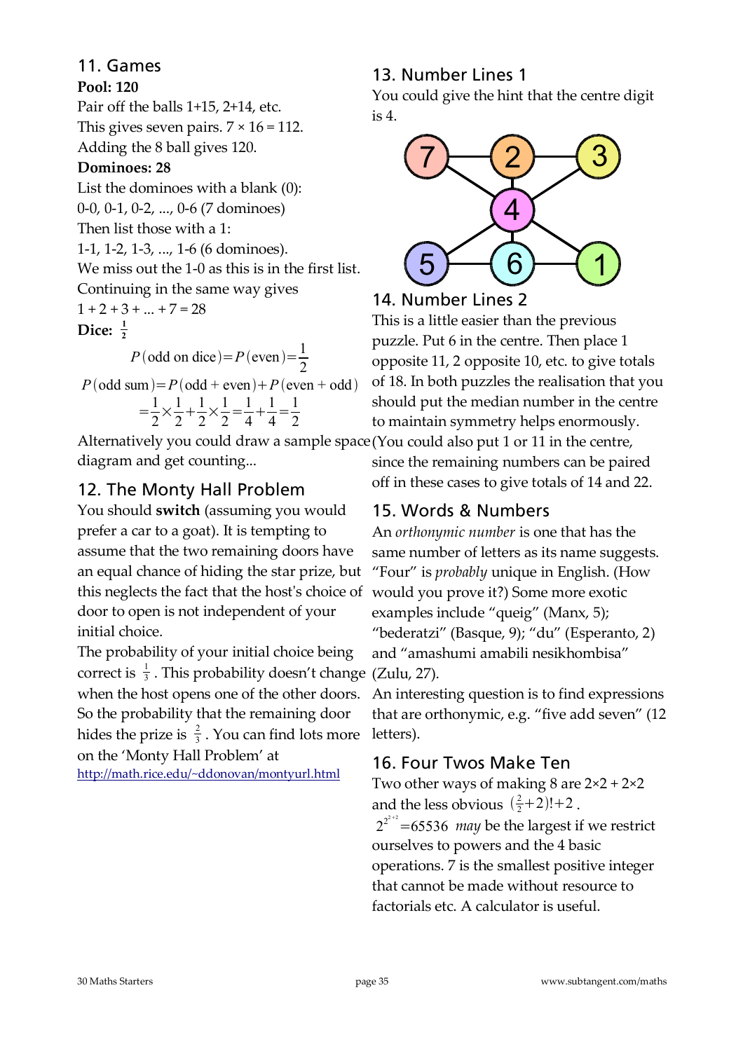## 11. Games

**Pool: 120**

Pair off the balls 1+15, 2+14, etc.
This gives seven pairs. $7 \times 16 = 112$.
Adding the 8 ball gives 120.

**Dominoes: 28**

List the dominoes with a blank (0):
0-0, 0-1, 0-2, ..., 0-6 (7 dominoes)
Then list those with a 1:
1-1, 1-2, 1-3, ..., 1-6 (6 dominoes).
We miss out the 1-0 as this is in the first list.
Continuing in the same way gives
$1 + 2 + 3 + ... + 7 = 28$

**Dice:** $\frac{1}{2}$

$$P(\text{odd on dice}) = P(\text{even}) = \frac{1}{2}$$

$$P(\text{odd sum}) = P(\text{odd + even}) + P(\text{even + odd})$$
$$= \frac{1}{2} \times \frac{1}{2} + \frac{1}{2} \times \frac{1}{2} = \frac{1}{4} + \frac{1}{4} = \frac{1}{2}$$

Alternatively you could draw a sample space diagram and get counting...

## 12. The Monty Hall Problem

You should **switch** (assuming you would prefer a car to a goat). It is tempting to assume that the two remaining doors have an equal chance of hiding the star prize, but this neglects the fact that the host's choice of door to open is not independent of your initial choice.

The probability of your initial choice being correct is $\frac{1}{3}$. This probability doesn't change when the host opens one of the other doors. So the probability that the remaining door hides the prize is $\frac{2}{3}$. You can find lots more on the 'Monty Hall Problem' at
http://math.rice.edu/~ddonovan/montyurl.html

## 13. Number Lines 1

You could give the hint that the centre digit is 4.

Top row: 7 – 2 – 3; centre: 4; bottom row: 5 – 6 – 1 (lines: 7–2–3, 5–6–1, 7–4–1, 3–4–5, 2–4–6).

## 14. Number Lines 2

This is a little easier than the previous puzzle. Put 6 in the centre. Then place 1 opposite 11, 2 opposite 10, etc. to give totals of 18. In both puzzles the realisation that you should put the median number in the centre to maintain symmetry helps enormously.
(You could also put 1 or 11 in the centre, since the remaining numbers can be paired off in these cases to give totals of 14 and 22.

## 15. Words & Numbers

An *orthonymic number* is one that has the same number of letters as its name suggests. "Four" is *probably* unique in English. (How would you prove it?) Some more exotic examples include "queig" (Manx, 5); "bederatzi" (Basque, 9); "du" (Esperanto, 2) and "amashumi amabili nesikhombisa" (Zulu, 27).

An interesting question is to find expressions that are orthonymic, e.g. "five add seven" (12 letters).

## 16. Four Twos Make Ten

Two other ways of making 8 are $2 \times 2 + 2 \times 2$ and the less obvious $(\frac{2}{2}+2)!+2$.

$2^{2^{2+2}} = 65536$ *may* be the largest if we restrict ourselves to powers and the 4 basic operations. 7 is the smallest positive integer that cannot be made without resource to factorials etc. A calculator is useful.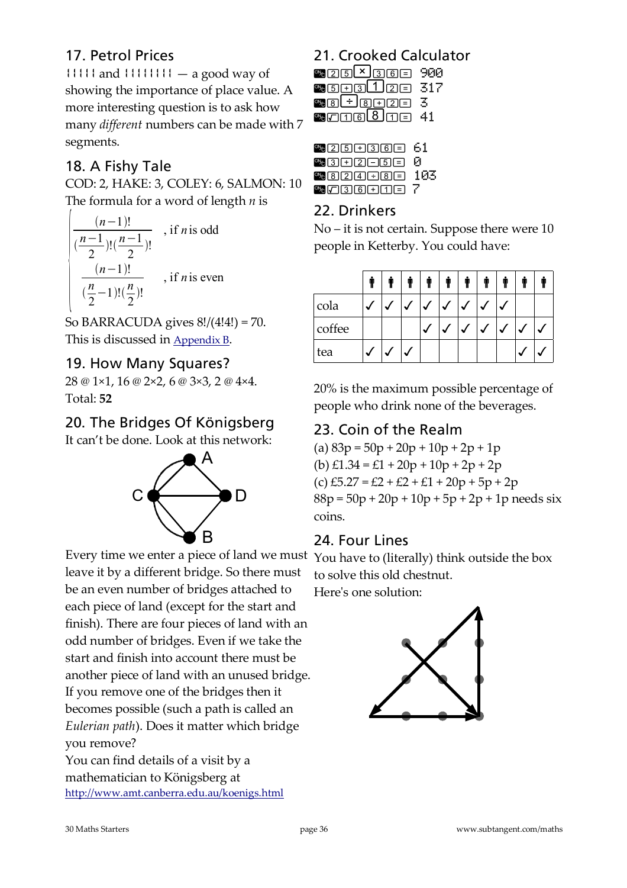## 17. Petrol Prices

¦¦¦¦¦ and ¦¦¦¦¦¦¦¦ — a good way of showing the importance of place value. A more interesting question is to ask how many *different* numbers can be made with 7 segments.

## 18. A Fishy Tale

COD: 2, HAKE: 3, COLEY: 6, SALMON: 10

The formula for a word of length $n$ is

$$\begin{cases} \dfrac{(n-1)!}{(\frac{n-1}{2})!(\frac{n-1}{2})!} & \text{, if } n \text{ is odd} \\ \dfrac{(n-1)!}{(\frac{n}{2}-1)!(\frac{n}{2})!} & \text{, if } n \text{ is even} \end{cases}$$

So BARRACUDA gives $8!/(4!4!) = 70$.

This is discussed in Appendix B.

## 19. How Many Squares?

28 @ 1×1, 16 @ 2×2, 6 @ 3×3, 2 @ 4×4.

Total: **52**

## 20. The Bridges Of Königsberg

It can't be done. Look at this network:

Every time we enter a piece of land we must leave it by a different bridge. So there must be an even number of bridges attached to each piece of land (except for the start and finish). There are four pieces of land with an odd number of bridges. Even if we take the start and finish into account there must be another piece of land with an unused bridge. If you remove one of the bridges then it becomes possible (such a path is called an *Eulerian path*). Does it matter which bridge you remove?

You can find details of a visit by a mathematician to Königsberg at http://www.amt.canberra.edu.au/koenigs.html

## 21. Crooked Calculator

ON/C 2 5 [×] 3 6 = 900
ON/C 5 + 3 [1] 2 = 317
ON/C 8 [÷] 8 + 2 = 3
ON/C √ 1 6 [8] 1 = 41

ON/C 2 5 + 3 6 = 61
ON/C 3 + 2 − 5 = 0
ON/C 8 2 4 ÷ 8 = 103
ON/C √ 3 6 + 1 = 7

## 22. Drinkers

No – it is not certain. Suppose there were 10 people in Ketterby. You could have:

| | 🚹 | 🚹 | 🚹 | 🚹 | 🚹 | 🚹 | 🚹 | 🚹 | 🚹 | 🚹 |
|---|---|---|---|---|---|---|---|---|---|---|
| cola | ✓ | ✓ | ✓ | ✓ | ✓ | ✓ | ✓ | ✓ | | |
| coffee | | | | ✓ | ✓ | ✓ | ✓ | ✓ | ✓ | ✓ |
| tea | ✓ | ✓ | ✓ | | | | | | ✓ | ✓ |

20% is the maximum possible percentage of people who drink none of the beverages.

## 23. Coin of the Realm

(a) 83p = 50p + 20p + 10p + 2p + 1p
(b) £1.34 = £1 + 20p + 10p + 2p + 2p
(c) £5.27 = £2 + £2 + £1 + 20p + 5p + 2p

88p = 50p + 20p + 10p + 5p + 2p + 1p needs six coins.

## 24. Four Lines

You have to (literally) think outside the box to solve this old chestnut.

Here's one solution: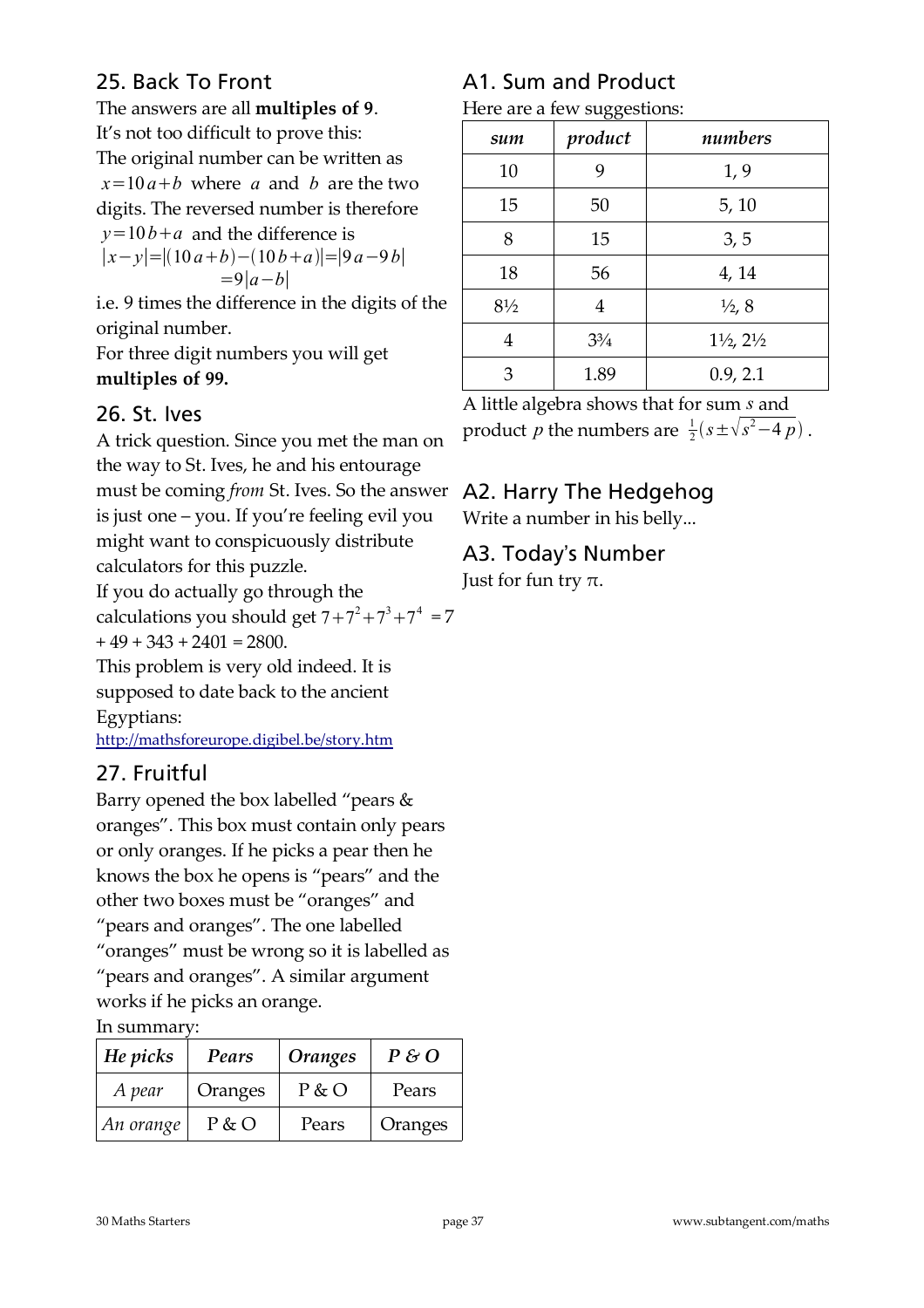## 25. Back To Front

The answers are all **multiples of 9**.

It's not too difficult to prove this:

The original number can be written as $x=10a+b$ where $a$ and $b$ are the two digits. The reversed number is therefore $y=10b+a$ and the difference is

$$|x-y|=|(10a+b)-(10b+a)|=|9a-9b|$$
$$=9|a-b|$$

i.e. 9 times the difference in the digits of the original number.

For three digit numbers you will get **multiples of 99.**

## 26. St. Ives

A trick question. Since you met the man on the way to St. Ives, he and his entourage must be coming *from* St. Ives. So the answer is just one – you. If you're feeling evil you might want to conspicuously distribute calculators for this puzzle.

If you do actually go through the calculations you should get $7+7^2+7^3+7^4 = 7 + 49 + 343 + 2401 = 2800$.

This problem is very old indeed. It is supposed to date back to the ancient Egyptians:

http://mathsforeurope.digibel.be/story.htm

## 27. Fruitful

Barry opened the box labelled "pears & oranges". This box must contain only pears or only oranges. If he picks a pear then he knows the box he opens is "pears" and the other two boxes must be "oranges" and "pears and oranges". The one labelled "oranges" must be wrong so it is labelled as "pears and oranges". A similar argument works if he picks an orange.

In summary:

| *He picks* | *Pears* | *Oranges* | *P & O* |
|---|---|---|---|
| *A pear* | Oranges | P & O | Pears |
| *An orange* | P & O | Pears | Oranges |

## A1. Sum and Product

Here are a few suggestions:

| *sum* | *product* | *numbers* |
|---|---|---|
| 10 | 9 | 1, 9 |
| 15 | 50 | 5, 10 |
| 8 | 15 | 3, 5 |
| 18 | 56 | 4, 14 |
| 8½ | 4 | ½, 8 |
| 4 | 3¾ | 1½, 2½ |
| 3 | 1.89 | 0.9, 2.1 |

A little algebra shows that for sum $s$ and product $p$ the numbers are $\frac{1}{2}(s\pm\sqrt{s^2-4p})$.

## A2. Harry The Hedgehog

Write a number in his belly...

## A3. Today's Number

Just for fun try $\pi$.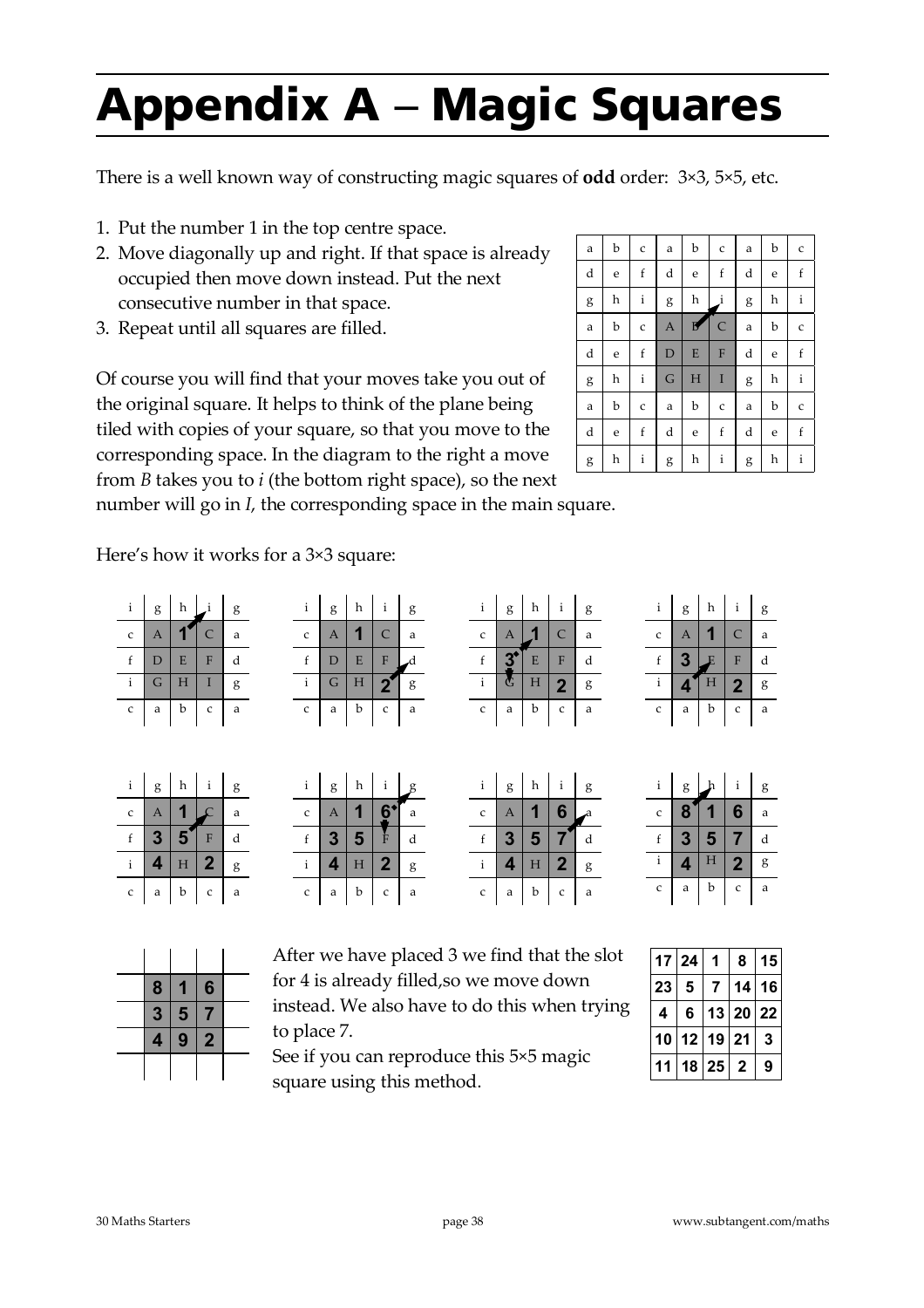# Appendix A – Magic Squares

There is a well known way of constructing magic squares of **odd** order: 3×3, 5×5, etc.

1. Put the number 1 in the top centre space.
2. Move diagonally up and right. If that space is already occupied then move down instead. Put the next consecutive number in that space.
3. Repeat until all squares are filled.

Of course you will find that your moves take you out of the original square. It helps to think of the plane being tiled with copies of your square, so that you move to the corresponding space. In the diagram to the right a move from *B* takes you to *i* (the bottom right space), so the next number will go in *I*, the corresponding space in the main square.

| | | | | | | | | |
|---|---|---|---|---|---|---|---|---|
| a | b | c | a | b | c | a | b | c |
| d | e | f | d | e | f | d | e | f |
| g | h | i | g | h | i | g | h | i |
| a | b | c | A | B | C | a | b | c |
| d | e | f | D | E | F | d | e | f |
| g | h | i | G | H | I | g | h | i |
| a | b | c | a | b | c | a | b | c |
| d | e | f | d | e | f | d | e | f |
| g | h | i | g | h | i | g | h | i |

Here's how it works for a 3×3 square:

| | | | | |
|---|---|---|---|---|
| i | g | h | i | g |
| c | A | 1 | C | a |
| f | D | E | F | d |
| i | G | H | I | g |
| c | a | b | c | a |

| | | | | |
|---|---|---|---|---|
| i | g | h | i | g |
| c | A | 1 | C | a |
| f | D | E | F | d |
| i | G | H | 2 | g |
| c | a | b | c | a |

| | | | | |
|---|---|---|---|---|
| i | g | h | i | g |
| c | A | 1 | C | a |
| f | 3 | E | F | d |
| i | G | H | 2 | g |
| c | a | b | c | a |

| | | | | |
|---|---|---|---|---|
| i | g | h | i | g |
| c | A | 1 | C | a |
| f | 3 | E | F | d |
| i | 4 | H | 2 | g |
| c | a | b | c | a |

| | | | | |
|---|---|---|---|---|
| i | g | h | i | g |
| c | A | 1 | C | a |
| f | 3 | 5 | F | d |
| i | 4 | H | 2 | g |
| c | a | b | c | a |

| | | | | |
|---|---|---|---|---|
| i | g | h | i | g |
| c | A | 1 | 6 | a |
| f | 3 | 5 | F | d |
| i | 4 | H | 2 | g |
| c | a | b | c | a |

| | | | | |
|---|---|---|---|---|
| i | g | h | i | g |
| c | A | 1 | 6 | a |
| f | 3 | 5 | 7 | d |
| i | 4 | H | 2 | g |
| c | a | b | c | a |

| | | | | |
|---|---|---|---|---|
| i | g | h | i | g |
| c | 8 | 1 | 6 | a |
| f | 3 | 5 | 7 | d |
| i | 4 | H | 2 | g |
| c | a | b | c | a |

| | | |
|---|---|---|
| 8 | 1 | 6 |
| 3 | 5 | 7 |
| 4 | 9 | 2 |

After we have placed 3 we find that the slot for 4 is already filled,so we move down instead. We also have to do this when trying to place 7.

See if you can reproduce this 5×5 magic square using this method.

| | | | | |
|---|---|---|---|---|
| 17 | 24 | 1 | 8 | 15 |
| 23 | 5 | 7 | 14 | 16 |
| 4 | 6 | 13 | 20 | 22 |
| 10 | 12 | 19 | 21 | 3 |
| 11 | 18 | 25 | 2 | 9 |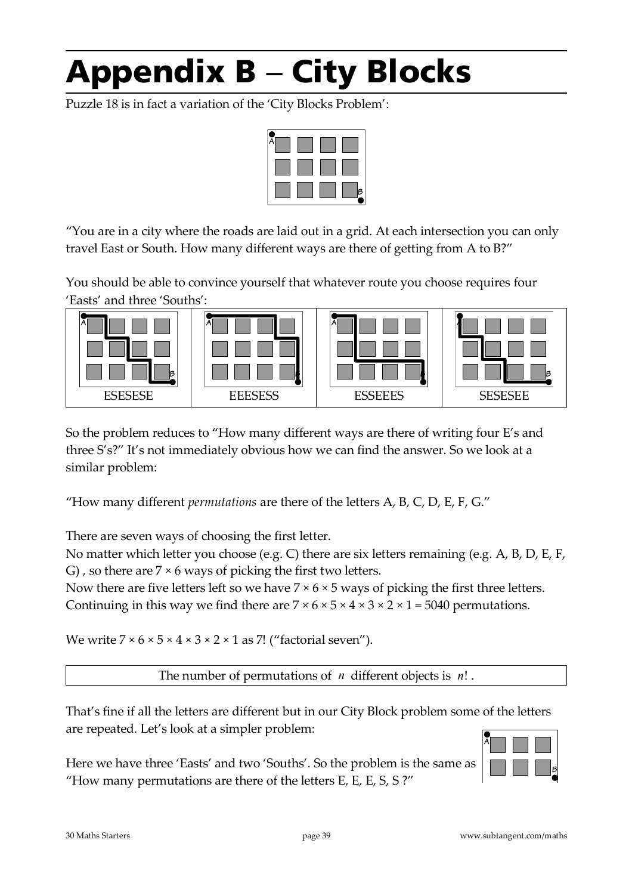# Appendix B – City Blocks

Puzzle 18 is in fact a variation of the 'City Blocks Problem':

"You are in a city where the roads are laid out in a grid. At each intersection you can only travel East or South. How many different ways are there of getting from A to B?"

You should be able to convince yourself that whatever route you choose requires four 'Easts' and three 'Souths':

| ESESESE | EEEESSS | ESSEEES | SESESEE |
|---|---|---|---|

So the problem reduces to "How many different ways are there of writing four E's and three S's?" It's not immediately obvious how we can find the answer. So we look at a similar problem:

"How many different *permutations* are there of the letters A, B, C, D, E, F, G."

There are seven ways of choosing the first letter.
No matter which letter you choose (e.g. C) there are six letters remaining (e.g. A, B, D, E, F, G) , so there are $7 \times 6$ ways of picking the first two letters.
Now there are five letters left so we have $7 \times 6 \times 5$ ways of picking the first three letters.
Continuing in this way we find there are $7 \times 6 \times 5 \times 4 \times 3 \times 2 \times 1 = 5040$ permutations.

We write $7 \times 6 \times 5 \times 4 \times 3 \times 2 \times 1$ as $7!$ ("factorial seven").

| The number of permutations of $n$ different objects is $n!$. |
|---|

That's fine if all the letters are different but in our City Block problem some of the letters are repeated. Let's look at a simpler problem:

Here we have three 'Easts' and two 'Souths'. So the problem is the same as "How many permutations are there of the letters E, E, E, S, S ?"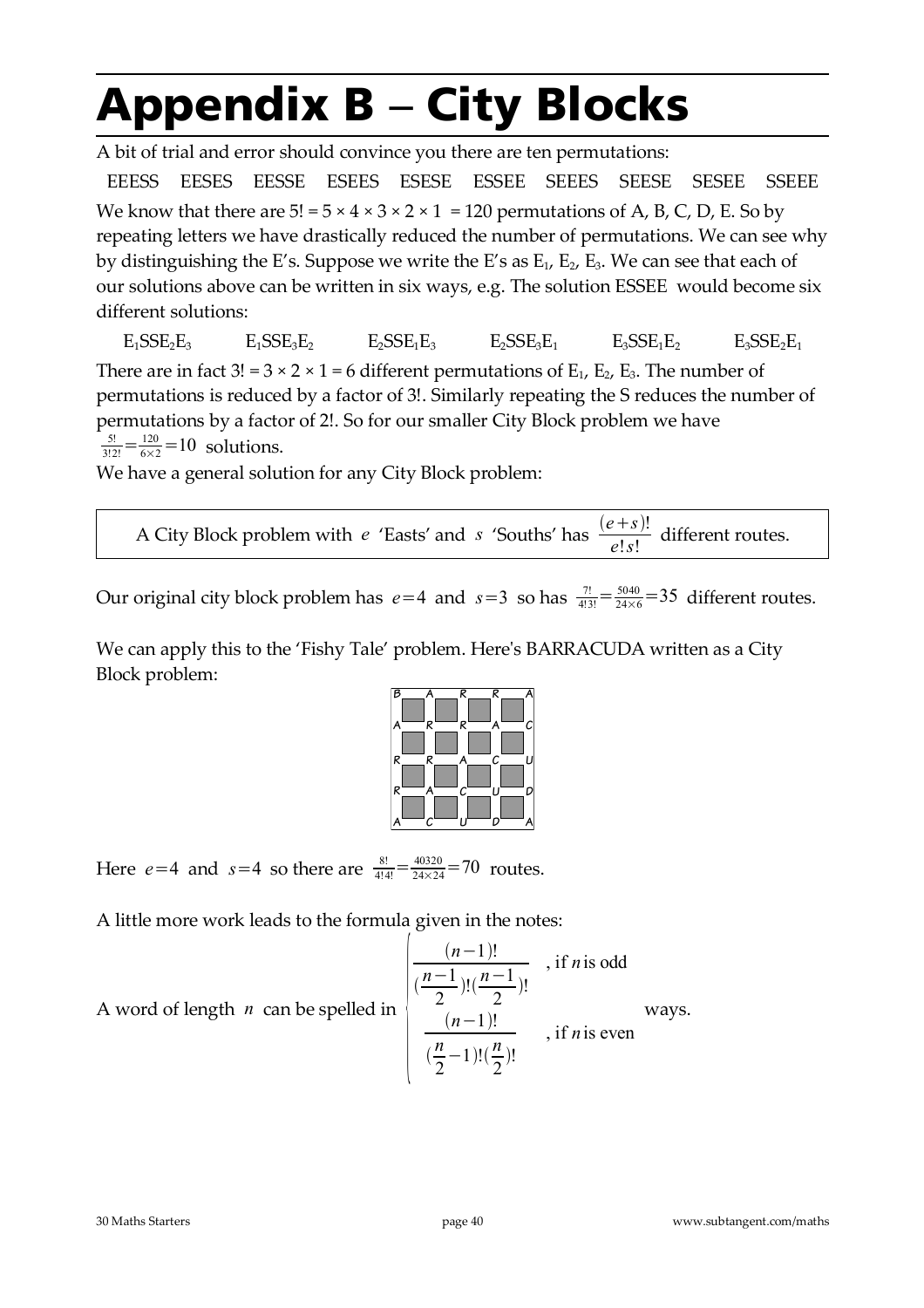# Appendix B – City Blocks

A bit of trial and error should convince you there are ten permutations:

EEESS EESES EESSE ESEES ESESE ESSEE SEEES SEESE SESEE SSEEE

We know that there are $5! = 5 \times 4 \times 3 \times 2 \times 1 = 120$ permutations of A, B, C, D, E. So by repeating letters we have drastically reduced the number of permutations. We can see why by distinguishing the E's. Suppose we write the E's as $E_1$, $E_2$, $E_3$. We can see that each of our solutions above can be written in six ways, e.g. The solution ESSEE would become six different solutions:

$E_1SSE_2E_3$ $E_1SSE_3E_2$ $E_2SSE_1E_3$ $E_2SSE_3E_1$ $E_3SSE_1E_2$ $E_3SSE_2E_1$

There are in fact $3! = 3 \times 2 \times 1 = 6$ different permutations of $E_1$, $E_2$, $E_3$. The number of permutations is reduced by a factor of 3!. Similarly repeating the S reduces the number of permutations by a factor of 2!. So for our smaller City Block problem we have $\frac{5!}{3!2!} = \frac{120}{6 \times 2} = 10$ solutions.

We have a general solution for any City Block problem:

> A City Block problem with $e$ 'Easts' and $s$ 'Souths' has $\frac{(e+s)!}{e!s!}$ different routes.

Our original city block problem has $e=4$ and $s=3$ so has $\frac{7!}{4!3!} = \frac{5040}{24 \times 6} = 35$ different routes.

We can apply this to the 'Fishy Tale' problem. Here's BARRACUDA written as a City Block problem:

B A R R A
A R R A C
R R A C U
R A C U D
A C U D A

Here $e=4$ and $s=4$ so there are $\frac{8!}{4!4!} = \frac{40320}{24 \times 24} = 70$ routes.

A little more work leads to the formula given in the notes:

A word of length $n$ can be spelled in $\begin{cases} \dfrac{(n-1)!}{(\frac{n-1}{2})!(\frac{n-1}{2})!} & \text{, if } n \text{ is odd} \\ \dfrac{(n-1)!}{(\frac{n}{2}-1)!(\frac{n}{2})!} & \text{, if } n \text{ is even} \end{cases}$ ways.